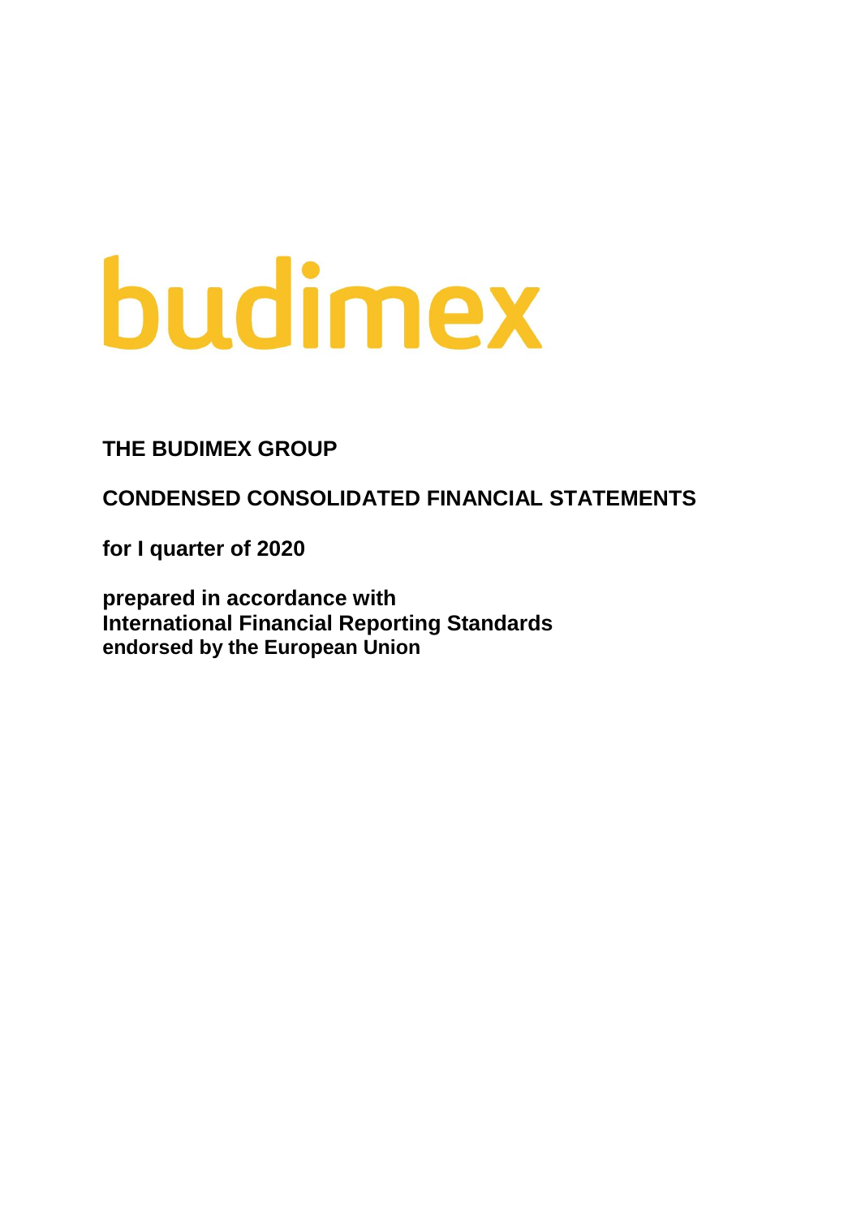budimex

**THE BUDIMEX GROUP**

**CONDENSED CONSOLIDATED FINANCIAL STATEMENTS**

**for I quarter of 2020**

**prepared in accordance with**
**International Financial Reporting Standards**
**endorsed by the European Union**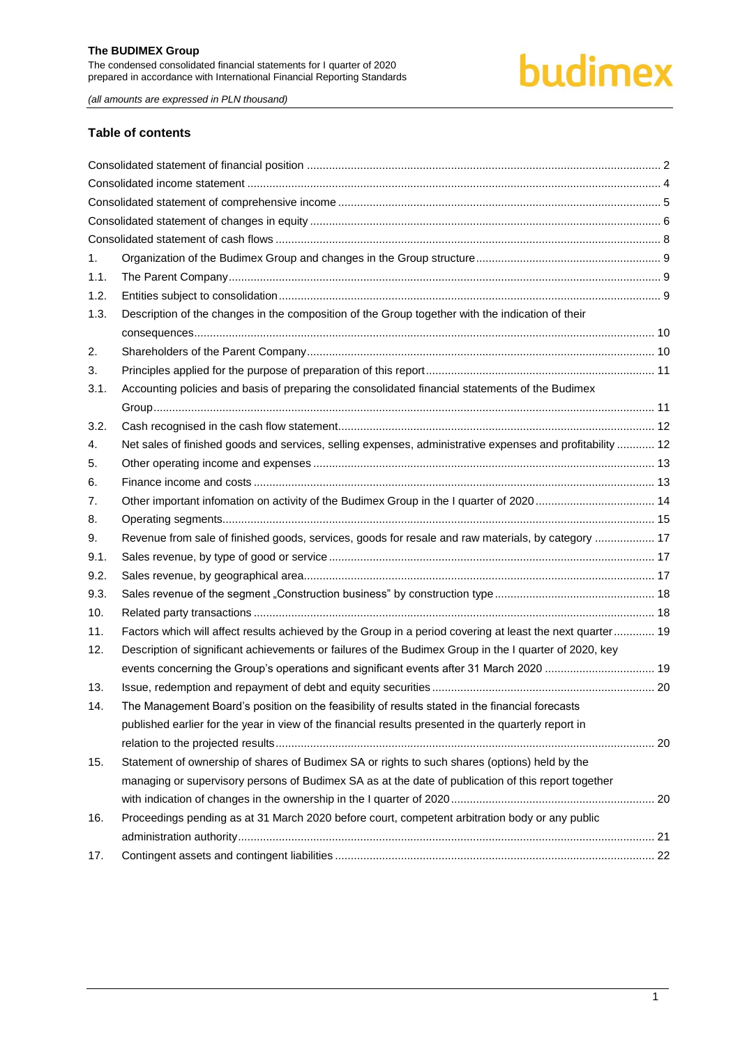## Table of contents

| | | |
|---|---|---|
| Consolidated statement of financial position | | 2 |
| Consolidated income statement | | 4 |
| Consolidated statement of comprehensive income | | 5 |
| Consolidated statement of changes in equity | | 6 |
| Consolidated statement of cash flows | | 8 |
| 1. | Organization of the Budimex Group and changes in the Group structure | 9 |
| 1.1. | The Parent Company | 9 |
| 1.2. | Entities subject to consolidation | 9 |
| 1.3. | Description of the changes in the composition of the Group together with the indication of their consequences | 10 |
| 2. | Shareholders of the Parent Company | 10 |
| 3. | Principles applied for the purpose of preparation of this report | 11 |
| 3.1. | Accounting policies and basis of preparing the consolidated financial statements of the Budimex Group | 11 |
| 3.2. | Cash recognised in the cash flow statement | 12 |
| 4. | Net sales of finished goods and services, selling expenses, administrative expenses and profitability | 12 |
| 5. | Other operating income and expenses | 13 |
| 6. | Finance income and costs | 13 |
| 7. | Other important infomation on activity of the Budimex Group in the I quarter of 2020 | 14 |
| 8. | Operating segments | 15 |
| 9. | Revenue from sale of finished goods, services, goods for resale and raw materials, by category | 17 |
| 9.1. | Sales revenue, by type of good or service | 17 |
| 9.2. | Sales revenue, by geographical area | 17 |
| 9.3. | Sales revenue of the segment „Construction business" by construction type | 18 |
| 10. | Related party transactions | 18 |
| 11. | Factors which will affect results achieved by the Group in a period covering at least the next quarter | 19 |
| 12. | Description of significant achievements or failures of the Budimex Group in the I quarter of 2020, key events concerning the Group's operations and significant events after 31 March 2020 | 19 |
| 13. | Issue, redemption and repayment of debt and equity securities | 20 |
| 14. | The Management Board's position on the feasibility of results stated in the financial forecasts published earlier for the year in view of the financial results presented in the quarterly report in relation to the projected results | 20 |
| 15. | Statement of ownership of shares of Budimex SA or rights to such shares (options) held by the managing or supervisory persons of Budimex SA as at the date of publication of this report together with indication of changes in the ownership in the I quarter of 2020 | 20 |
| 16. | Proceedings pending as at 31 March 2020 before court, competent arbitration body or any public administration authority | 21 |
| 17. | Contingent assets and contingent liabilities | 22 |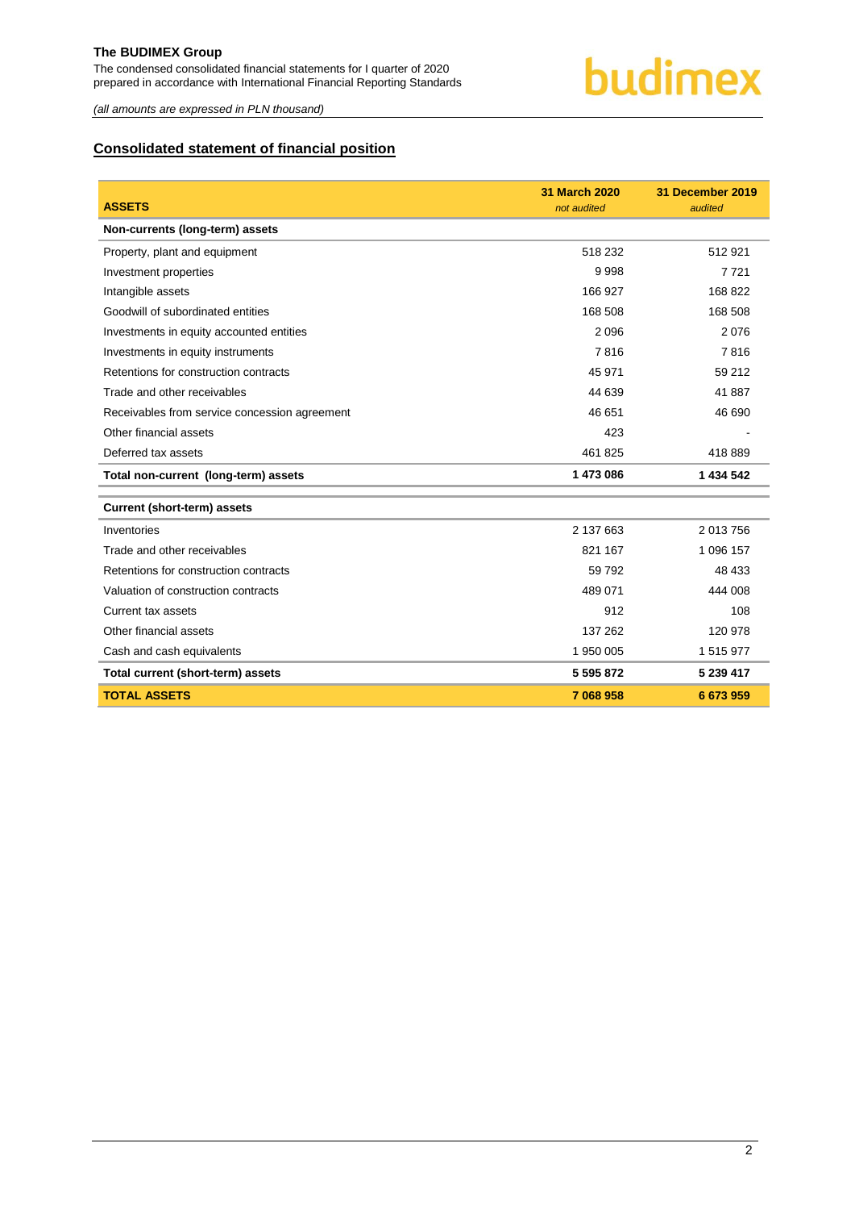## Consolidated statement of financial position

| ASSETS | 31 March 2020 *not audited* | 31 December 2019 *audited* |
|---|---|---|
| **Non-currents (long-term) assets** | | |
| Property, plant and equipment | 518 232 | 512 921 |
| Investment properties | 9 998 | 7 721 |
| Intangible assets | 166 927 | 168 822 |
| Goodwill of subordinated entities | 168 508 | 168 508 |
| Investments in equity accounted entities | 2 096 | 2 076 |
| Investments in equity instruments | 7 816 | 7 816 |
| Retentions for construction contracts | 45 971 | 59 212 |
| Trade and other receivables | 44 639 | 41 887 |
| Receivables from service concession agreement | 46 651 | 46 690 |
| Other financial assets | 423 | - |
| Deferred tax assets | 461 825 | 418 889 |
| **Total non-current (long-term) assets** | **1 473 086** | **1 434 542** |
| **Current (short-term) assets** | | |
| Inventories | 2 137 663 | 2 013 756 |
| Trade and other receivables | 821 167 | 1 096 157 |
| Retentions for construction contracts | 59 792 | 48 433 |
| Valuation of construction contracts | 489 071 | 444 008 |
| Current tax assets | 912 | 108 |
| Other financial assets | 137 262 | 120 978 |
| Cash and cash equivalents | 1 950 005 | 1 515 977 |
| **Total current (short-term) assets** | **5 595 872** | **5 239 417** |
| **TOTAL ASSETS** | **7 068 958** | **6 673 959** |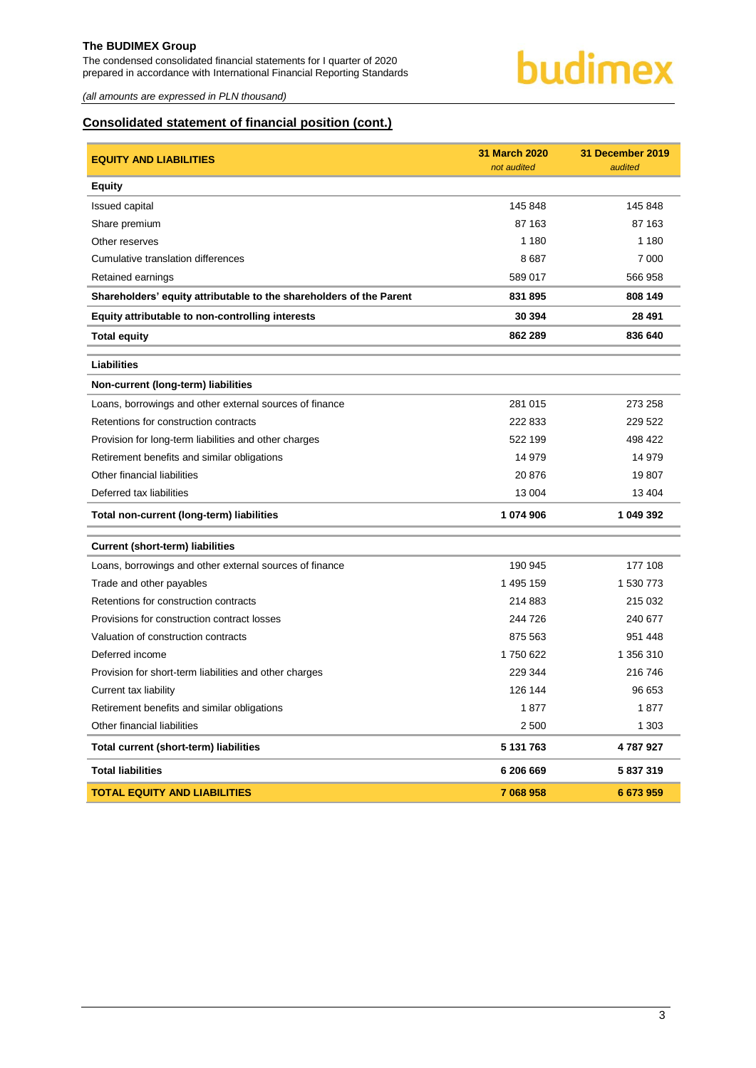*(all amounts are expressed in PLN thousand)*

## Consolidated statement of financial position (cont.)

| EQUITY AND LIABILITIES | 31 March 2020 *not audited* | 31 December 2019 *audited* |
|---|---|---|
| **Equity** | | |
| Issued capital | 145 848 | 145 848 |
| Share premium | 87 163 | 87 163 |
| Other reserves | 1 180 | 1 180 |
| Cumulative translation differences | 8 687 | 7 000 |
| Retained earnings | 589 017 | 566 958 |
| **Shareholders' equity attributable to the shareholders of the Parent** | **831 895** | **808 149** |
| **Equity attributable to non-controlling interests** | **30 394** | **28 491** |
| **Total equity** | **862 289** | **836 640** |
| **Liabilities** | | |
| **Non-current (long-term) liabilities** | | |
| Loans, borrowings and other external sources of finance | 281 015 | 273 258 |
| Retentions for construction contracts | 222 833 | 229 522 |
| Provision for long-term liabilities and other charges | 522 199 | 498 422 |
| Retirement benefits and similar obligations | 14 979 | 14 979 |
| Other financial liabilities | 20 876 | 19 807 |
| Deferred tax liabilities | 13 004 | 13 404 |
| **Total non-current (long-term) liabilities** | **1 074 906** | **1 049 392** |
| **Current (short-term) liabilities** | | |
| Loans, borrowings and other external sources of finance | 190 945 | 177 108 |
| Trade and other payables | 1 495 159 | 1 530 773 |
| Retentions for construction contracts | 214 883 | 215 032 |
| Provisions for construction contract losses | 244 726 | 240 677 |
| Valuation of construction contracts | 875 563 | 951 448 |
| Deferred income | 1 750 622 | 1 356 310 |
| Provision for short-term liabilities and other charges | 229 344 | 216 746 |
| Current tax liability | 126 144 | 96 653 |
| Retirement benefits and similar obligations | 1 877 | 1 877 |
| Other financial liabilities | 2 500 | 1 303 |
| **Total current (short-term) liabilities** | **5 131 763** | **4 787 927** |
| **Total liabilities** | **6 206 669** | **5 837 319** |
| **TOTAL EQUITY AND LIABILITIES** | **7 068 958** | **6 673 959** |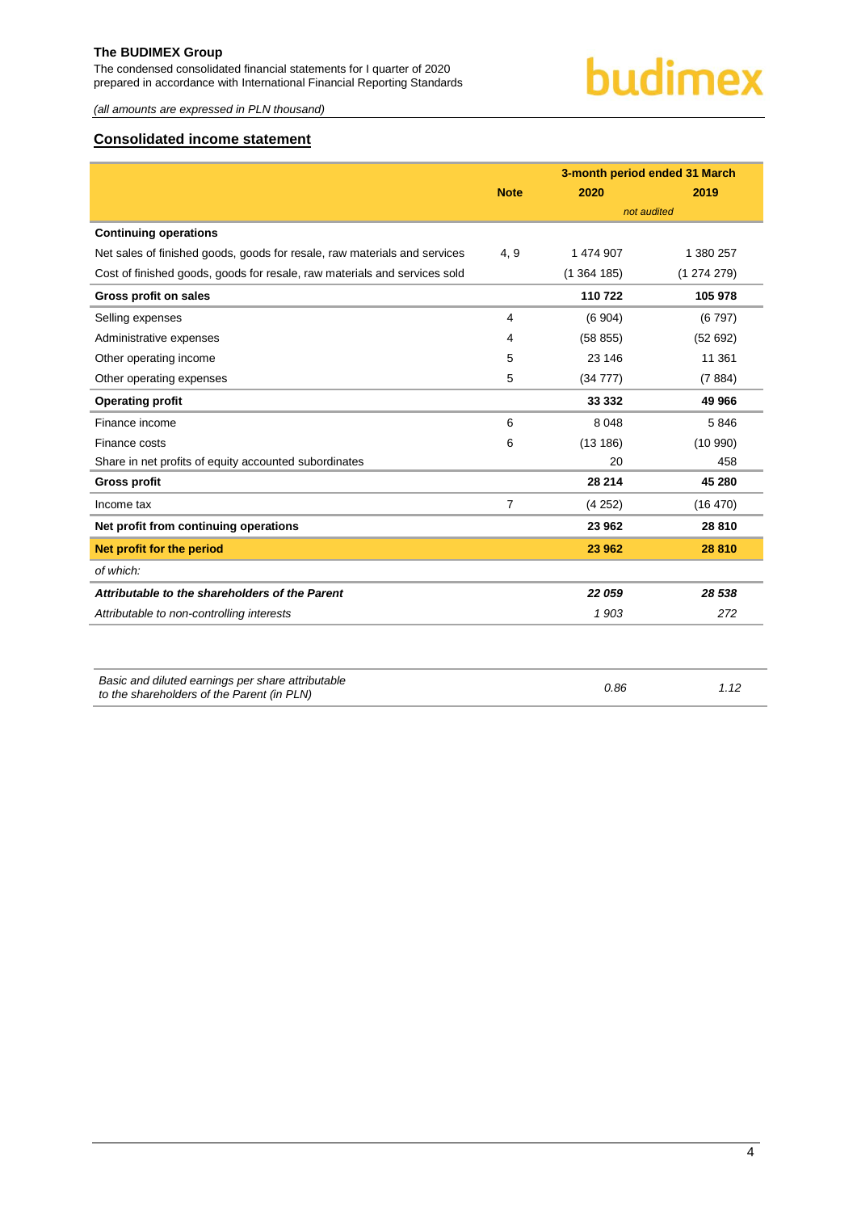## Consolidated income statement

| | Note | 3-month period ended 31 March | |
|---|---|---|---|
| | | 2020 | 2019 |
| | | *not audited* | |
| **Continuing operations** | | | |
| Net sales of finished goods, goods for resale, raw materials and services | 4, 9 | 1 474 907 | 1 380 257 |
| Cost of finished goods, goods for resale, raw materials and services sold | | (1 364 185) | (1 274 279) |
| **Gross profit on sales** | | **110 722** | **105 978** |
| Selling expenses | 4 | (6 904) | (6 797) |
| Administrative expenses | 4 | (58 855) | (52 692) |
| Other operating income | 5 | 23 146 | 11 361 |
| Other operating expenses | 5 | (34 777) | (7 884) |
| **Operating profit** | | **33 332** | **49 966** |
| Finance income | 6 | 8 048 | 5 846 |
| Finance costs | 6 | (13 186) | (10 990) |
| Share in net profits of equity accounted subordinates | | 20 | 458 |
| **Gross profit** | | **28 214** | **45 280** |
| Income tax | 7 | (4 252) | (16 470) |
| **Net profit from continuing operations** | | **23 962** | **28 810** |
| **Net profit for the period** | | **23 962** | **28 810** |
| *of which:* | | | |
| ***Attributable to the shareholders of the Parent*** | | ***22 059*** | ***28 538*** |
| *Attributable to non-controlling interests* | | *1 903* | *272* |

| | | |
|---|---|---|
| *Basic and diluted earnings per share attributable to the shareholders of the Parent (in PLN)* | *0.86* | *1.12* |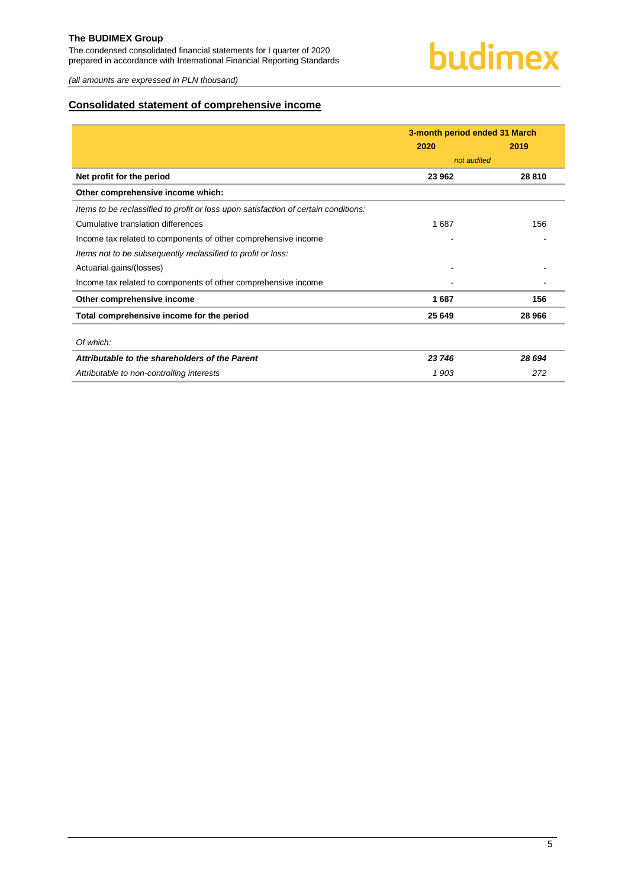## Consolidated statement of comprehensive income

| | 3-month period ended 31 March | |
|---|---|---|
| | 2020 | 2019 |
| | *not audited* | |
| **Net profit for the period** | **23 962** | **28 810** |
| **Other comprehensive income which:** | | |
| *Items to be reclassified to profit or loss upon satisfaction of certain conditions:* | | |
| Cumulative translation differences | 1 687 | 156 |
| Income tax related to components of other comprehensive income | - | - |
| *Items not to be subsequently reclassified to profit or loss:* | | |
| Actuarial gains/(losses) | - | - |
| Income tax related to components of other comprehensive income | - | - |
| **Other comprehensive income** | **1 687** | **156** |
| **Total comprehensive income for the period** | **25 649** | **28 966** |
| *Of which:* | | |
| ***Attributable to the shareholders of the Parent*** | ***23 746*** | ***28 694*** |
| *Attributable to non-controlling interests* | *1 903* | *272* |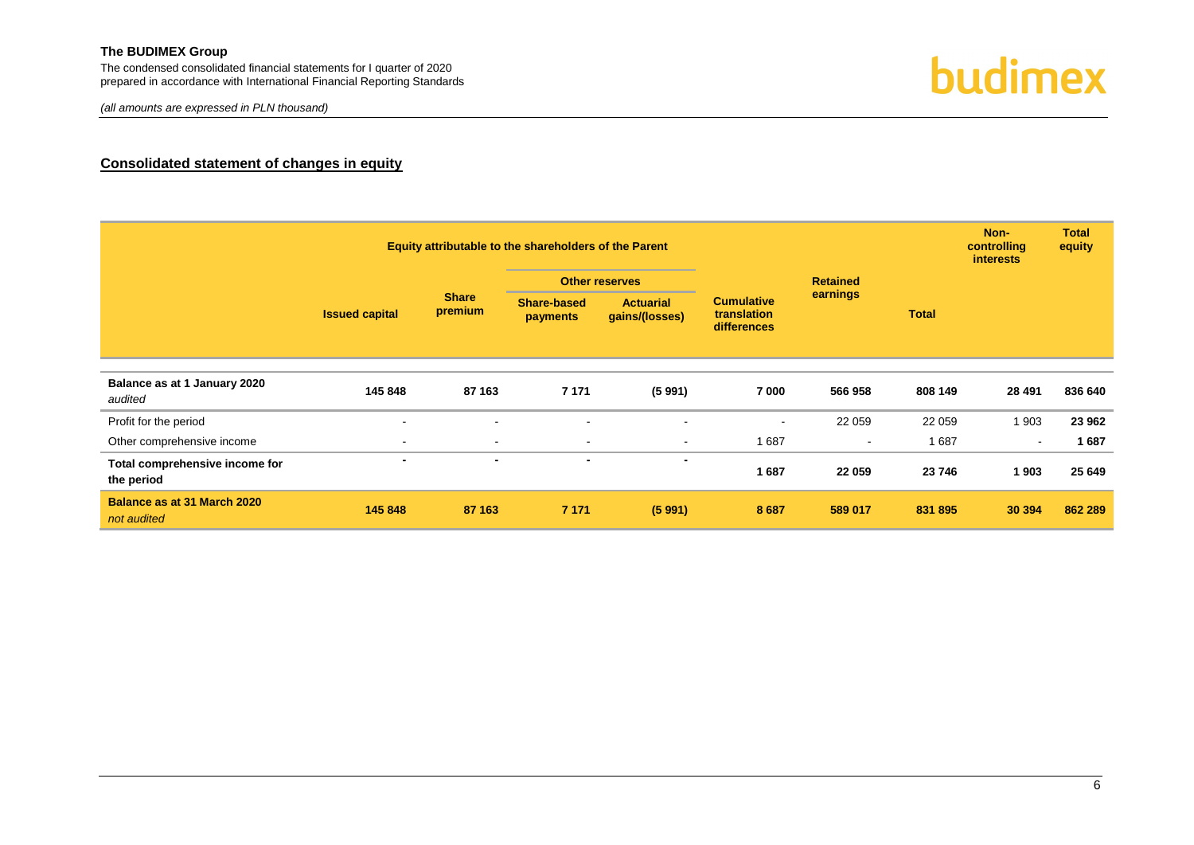## Consolidated statement of changes in equity

| | Equity attributable to the shareholders of the Parent | | | | | | | Non-controlling interests | Total equity |
|---|---|---|---|---|---|---|---|---|---|
| | | | Other reserves | | | | | | |
| | Issued capital | Share premium | Share-based payments | Actuarial gains/(losses) | Cumulative translation differences | Retained earnings | Total | | |
| **Balance as at 1 January 2020** *audited* | **145 848** | **87 163** | **7 171** | **(5 991)** | **7 000** | **566 958** | **808 149** | **28 491** | **836 640** |
| Profit for the period | - | - | - | - | - | 22 059 | 22 059 | 1 903 | **23 962** |
| Other comprehensive income | - | - | - | - | 1 687 | - | 1 687 | - | **1 687** |
| **Total comprehensive income for the period** | **-** | **-** | **-** | **-** | **1 687** | **22 059** | **23 746** | **1 903** | **25 649** |
| **Balance as at 31 March 2020** *not audited* | **145 848** | **87 163** | **7 171** | **(5 991)** | **8 687** | **589 017** | **831 895** | **30 394** | **862 289** |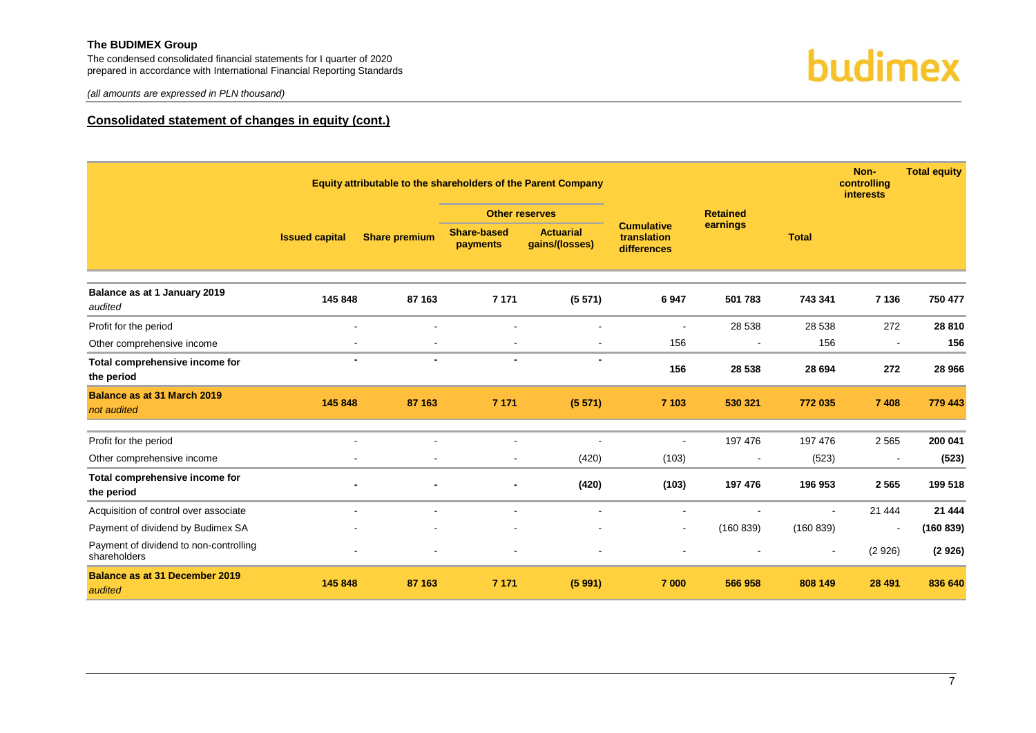## Consolidated statement of changes in equity (cont.)

| | Equity attributable to the shareholders of the Parent Company | | | | | | | Non-controlling interests | Total equity |
|---|---|---|---|---|---|---|---|---|---|
| | | | Other reserves | | | | | | |
| | Issued capital | Share premium | Share-based payments | Actuarial gains/(losses) | Cumulative translation differences | Retained earnings | Total | | |
| **Balance as at 1 January 2019** *audited* | **145 848** | **87 163** | **7 171** | **(5 571)** | **6 947** | **501 783** | **743 341** | **7 136** | **750 477** |
| Profit for the period | - | - | - | - | - | 28 538 | 28 538 | 272 | **28 810** |
| Other comprehensive income | - | - | - | - | 156 | - | 156 | - | **156** |
| **Total comprehensive income for the period** | **-** | **-** | **-** | **-** | **156** | **28 538** | **28 694** | **272** | **28 966** |
| **Balance as at 31 March 2019** *not audited* | **145 848** | **87 163** | **7 171** | **(5 571)** | **7 103** | **530 321** | **772 035** | **7 408** | **779 443** |
| Profit for the period | - | - | - | - | - | 197 476 | 197 476 | 2 565 | **200 041** |
| Other comprehensive income | - | - | - | (420) | (103) | - | (523) | - | **(523)** |
| **Total comprehensive income for the period** | **-** | **-** | **-** | **(420)** | **(103)** | **197 476** | **196 953** | **2 565** | **199 518** |
| Acquisition of control over associate | - | - | - | - | - | - | - | 21 444 | **21 444** |
| Payment of dividend by Budimex SA | - | - | - | - | - | (160 839) | (160 839) | - | **(160 839)** |
| Payment of dividend to non-controlling shareholders | - | - | - | - | - | - | - | (2 926) | **(2 926)** |
| **Balance as at 31 December 2019** *audited* | **145 848** | **87 163** | **7 171** | **(5 991)** | **7 000** | **566 958** | **808 149** | **28 491** | **836 640** |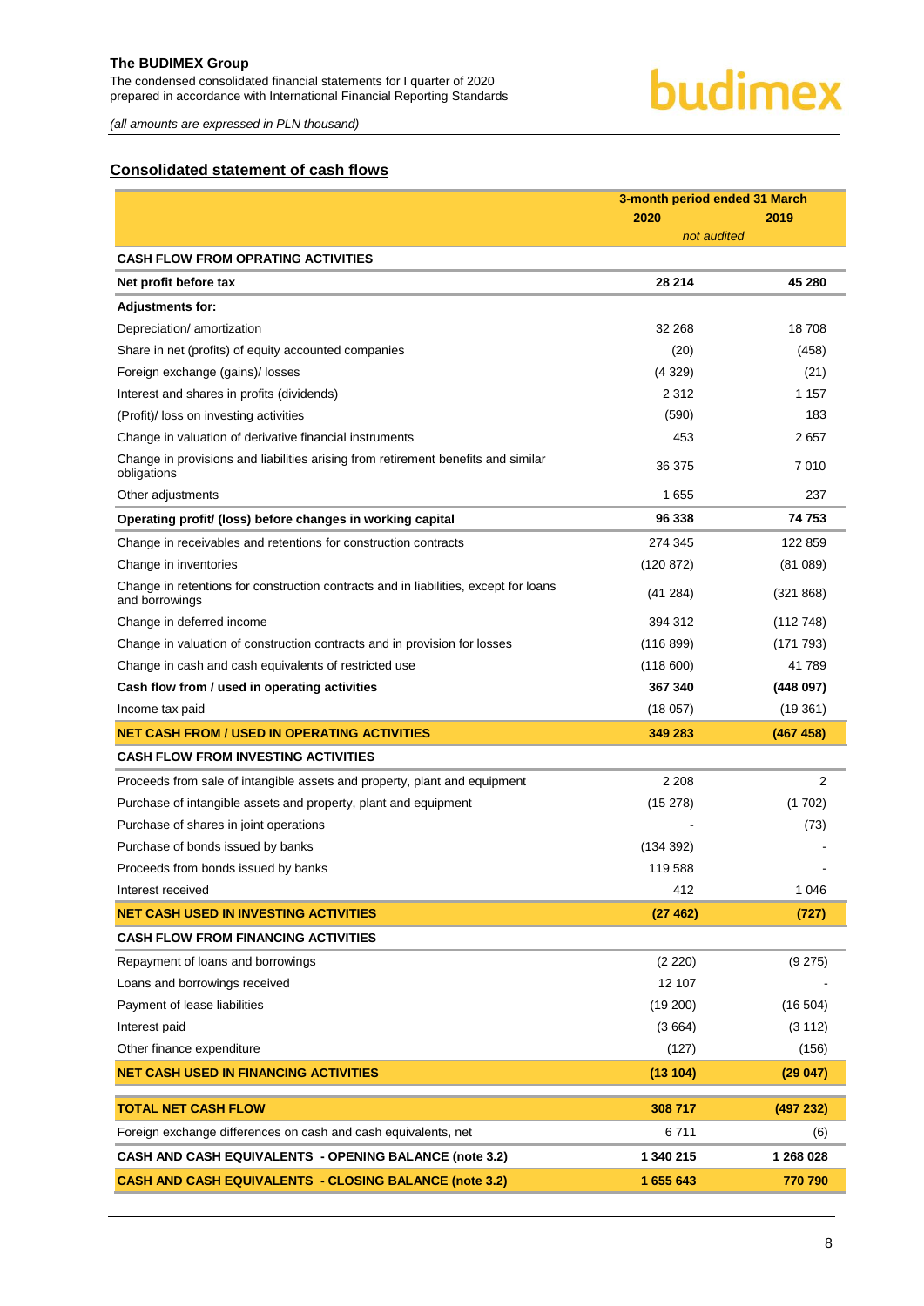## Consolidated statement of cash flows

| | 3-month period ended 31 March | |
|---|---|---|
| | 2020 | 2019 |
| | *not audited* | |
| **CASH FLOW FROM OPRATING ACTIVITIES** | | |
| **Net profit before tax** | **28 214** | **45 280** |
| **Adjustments for:** | | |
| Depreciation/ amortization | 32 268 | 18 708 |
| Share in net (profits) of equity accounted companies | (20) | (458) |
| Foreign exchange (gains)/ losses | (4 329) | (21) |
| Interest and shares in profits (dividends) | 2 312 | 1 157 |
| (Profit)/ loss on investing activities | (590) | 183 |
| Change in valuation of derivative financial instruments | 453 | 2 657 |
| Change in provisions and liabilities arising from retirement benefits and similar obligations | 36 375 | 7 010 |
| Other adjustments | 1 655 | 237 |
| **Operating profit/ (loss) before changes in working capital** | **96 338** | **74 753** |
| Change in receivables and retentions for construction contracts | 274 345 | 122 859 |
| Change in inventories | (120 872) | (81 089) |
| Change in retentions for construction contracts and in liabilities, except for loans and borrowings | (41 284) | (321 868) |
| Change in deferred income | 394 312 | (112 748) |
| Change in valuation of construction contracts and in provision for losses | (116 899) | (171 793) |
| Change in cash and cash equivalents of restricted use | (118 600) | 41 789 |
| **Cash flow from / used in operating activities** | **367 340** | **(448 097)** |
| Income tax paid | (18 057) | (19 361) |
| **NET CASH FROM / USED IN OPERATING ACTIVITIES** | **349 283** | **(467 458)** |
| **CASH FLOW FROM INVESTING ACTIVITIES** | | |
| Proceeds from sale of intangible assets and property, plant and equipment | 2 208 | 2 |
| Purchase of intangible assets and property, plant and equipment | (15 278) | (1 702) |
| Purchase of shares in joint operations | - | (73) |
| Purchase of bonds issued by banks | (134 392) | - |
| Proceeds from bonds issued by banks | 119 588 | - |
| Interest received | 412 | 1 046 |
| **NET CASH USED IN INVESTING ACTIVITIES** | **(27 462)** | **(727)** |
| **CASH FLOW FROM FINANCING ACTIVITIES** | | |
| Repayment of loans and borrowings | (2 220) | (9 275) |
| Loans and borrowings received | 12 107 | - |
| Payment of lease liabilities | (19 200) | (16 504) |
| Interest paid | (3 664) | (3 112) |
| Other finance expenditure | (127) | (156) |
| **NET CASH USED IN FINANCING ACTIVITIES** | **(13 104)** | **(29 047)** |
| **TOTAL NET CASH FLOW** | **308 717** | **(497 232)** |
| Foreign exchange differences on cash and cash equivalents, net | 6 711 | (6) |
| **CASH AND CASH EQUIVALENTS - OPENING BALANCE (note 3.2)** | **1 340 215** | **1 268 028** |
| **CASH AND CASH EQUIVALENTS - CLOSING BALANCE (note 3.2)** | **1 655 643** | **770 790** |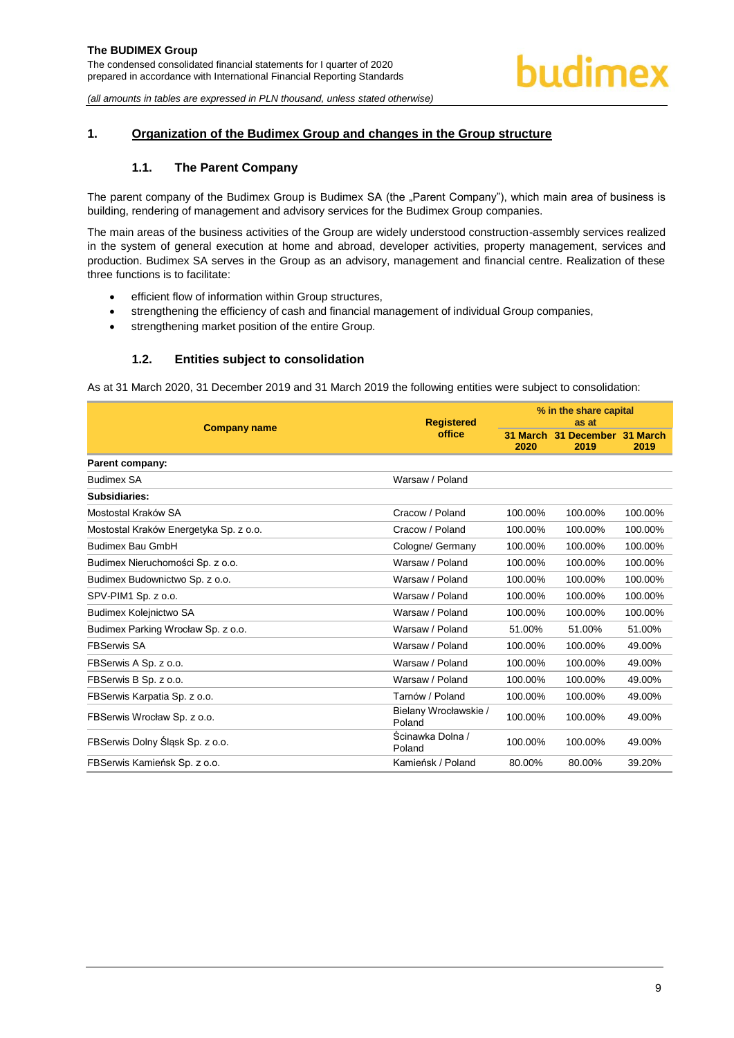## 1. Organization of the Budimex Group and changes in the Group structure

### 1.1. The Parent Company

The parent company of the Budimex Group is Budimex SA (the „Parent Company"), which main area of business is building, rendering of management and advisory services for the Budimex Group companies.

The main areas of the business activities of the Group are widely understood construction-assembly services realized in the system of general execution at home and abroad, developer activities, property management, services and production. Budimex SA serves in the Group as an advisory, management and financial centre. Realization of these three functions is to facilitate:

- efficient flow of information within Group structures,
- strengthening the efficiency of cash and financial management of individual Group companies,
- strengthening market position of the entire Group.

### 1.2. Entities subject to consolidation

As at 31 March 2020, 31 December 2019 and 31 March 2019 the following entities were subject to consolidation:

| Company name | Registered office | % in the share capital as at | | |
|---|---|---|---|---|
| | | 31 March 2020 | 31 December 2019 | 31 March 2019 |
| **Parent company:** | | | | |
| Budimex SA | Warsaw / Poland | | | |
| **Subsidiaries:** | | | | |
| Mostostal Kraków SA | Cracow / Poland | 100.00% | 100.00% | 100.00% |
| Mostostal Kraków Energetyka Sp. z o.o. | Cracow / Poland | 100.00% | 100.00% | 100.00% |
| Budimex Bau GmbH | Cologne/ Germany | 100.00% | 100.00% | 100.00% |
| Budimex Nieruchomości Sp. z o.o. | Warsaw / Poland | 100.00% | 100.00% | 100.00% |
| Budimex Budownictwo Sp. z o.o. | Warsaw / Poland | 100.00% | 100.00% | 100.00% |
| SPV-PIM1 Sp. z o.o. | Warsaw / Poland | 100.00% | 100.00% | 100.00% |
| Budimex Kolejnictwo SA | Warsaw / Poland | 100.00% | 100.00% | 100.00% |
| Budimex Parking Wrocław Sp. z o.o. | Warsaw / Poland | 51.00% | 51.00% | 51.00% |
| FBSerwis SA | Warsaw / Poland | 100.00% | 100.00% | 49.00% |
| FBSerwis A Sp. z o.o. | Warsaw / Poland | 100.00% | 100.00% | 49.00% |
| FBSerwis B Sp. z o.o. | Warsaw / Poland | 100.00% | 100.00% | 49.00% |
| FBSerwis Karpatia Sp. z o.o. | Tarnów / Poland | 100.00% | 100.00% | 49.00% |
| FBSerwis Wrocław Sp. z o.o. | Bielany Wrocławskie / Poland | 100.00% | 100.00% | 49.00% |
| FBSerwis Dolny Śląsk Sp. z o.o. | Ścinawka Dolna / Poland | 100.00% | 100.00% | 49.00% |
| FBSerwis Kamieńsk Sp. z o.o. | Kamieńsk / Poland | 80.00% | 80.00% | 39.20% |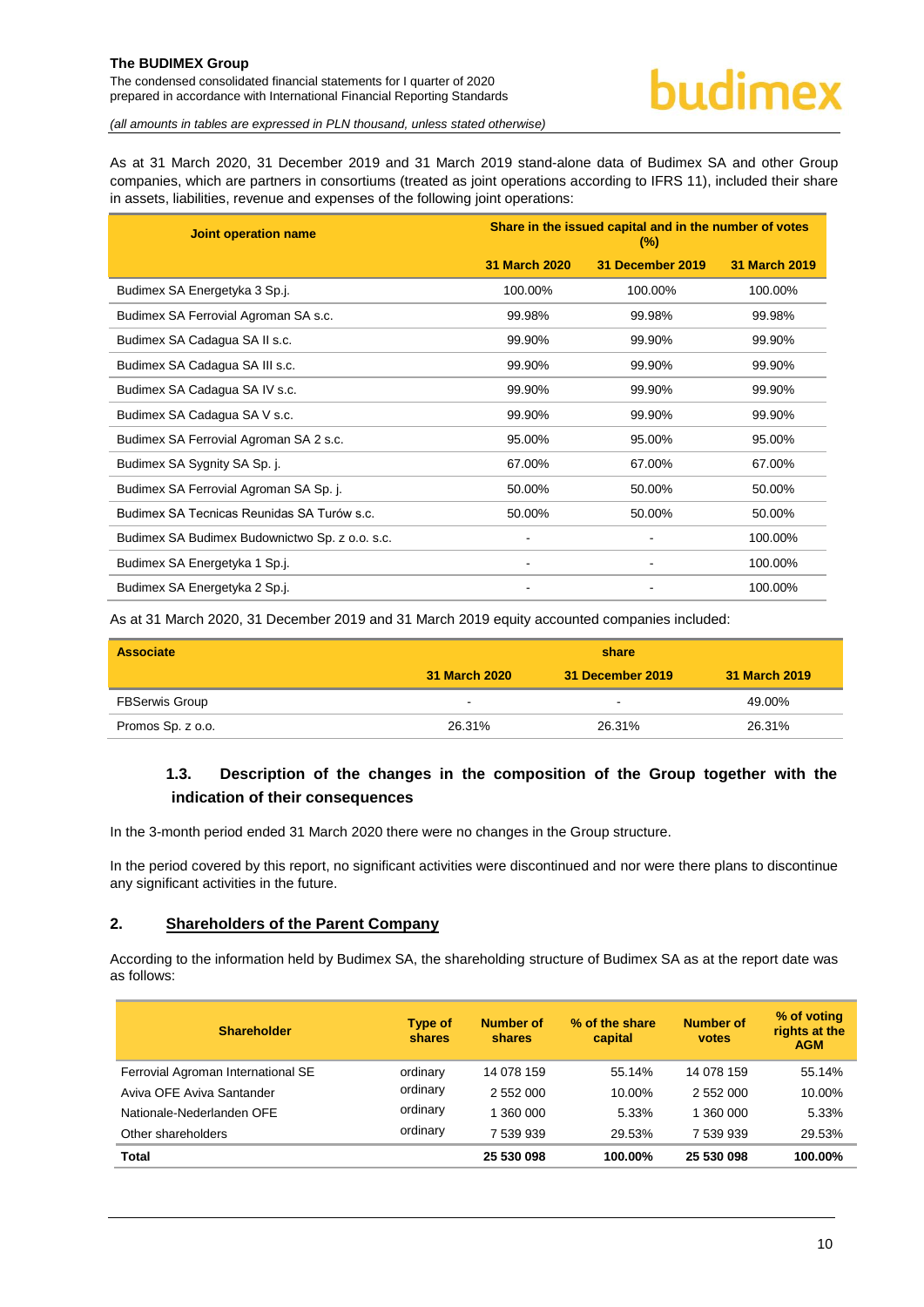As at 31 March 2020, 31 December 2019 and 31 March 2019 stand-alone data of Budimex SA and other Group companies, which are partners in consortiums (treated as joint operations according to IFRS 11), included their share in assets, liabilities, revenue and expenses of the following joint operations:

| Joint operation name | Share in the issued capital and in the number of votes (%) | | |
|---|---|---|---|
| | 31 March 2020 | 31 December 2019 | 31 March 2019 |
| Budimex SA Energetyka 3 Sp.j. | 100.00% | 100.00% | 100.00% |
| Budimex SA Ferrovial Agroman SA s.c. | 99.98% | 99.98% | 99.98% |
| Budimex SA Cadagua SA II s.c. | 99.90% | 99.90% | 99.90% |
| Budimex SA Cadagua SA III s.c. | 99.90% | 99.90% | 99.90% |
| Budimex SA Cadagua SA IV s.c. | 99.90% | 99.90% | 99.90% |
| Budimex SA Cadagua SA V s.c. | 99.90% | 99.90% | 99.90% |
| Budimex SA Ferrovial Agroman SA 2 s.c. | 95.00% | 95.00% | 95.00% |
| Budimex SA Sygnity SA Sp. j. | 67.00% | 67.00% | 67.00% |
| Budimex SA Ferrovial Agroman SA Sp. j. | 50.00% | 50.00% | 50.00% |
| Budimex SA Tecnicas Reunidas SA Turów s.c. | 50.00% | 50.00% | 50.00% |
| Budimex SA Budimex Budownictwo Sp. z o.o. s.c. | - | - | 100.00% |
| Budimex SA Energetyka 1 Sp.j. | - | - | 100.00% |
| Budimex SA Energetyka 2 Sp.j. | - | - | 100.00% |

As at 31 March 2020, 31 December 2019 and 31 March 2019 equity accounted companies included:

| Associate | share | | |
|---|---|---|---|
| | 31 March 2020 | 31 December 2019 | 31 March 2019 |
| FBSerwis Group | - | - | 49.00% |
| Promos Sp. z o.o. | 26.31% | 26.31% | 26.31% |

### 1.3. Description of the changes in the composition of the Group together with the indication of their consequences

In the 3-month period ended 31 March 2020 there were no changes in the Group structure.

In the period covered by this report, no significant activities were discontinued and nor were there plans to discontinue any significant activities in the future.

## 2. Shareholders of the Parent Company

According to the information held by Budimex SA, the shareholding structure of Budimex SA as at the report date was as follows:

| Shareholder | Type of shares | Number of shares | % of the share capital | Number of votes | % of voting rights at the AGM |
|---|---|---|---|---|---|
| Ferrovial Agroman International SE | ordinary | 14 078 159 | 55.14% | 14 078 159 | 55.14% |
| Aviva OFE Aviva Santander | ordinary | 2 552 000 | 10.00% | 2 552 000 | 10.00% |
| Nationale-Nederlanden OFE | ordinary | 1 360 000 | 5.33% | 1 360 000 | 5.33% |
| Other shareholders | ordinary | 7 539 939 | 29.53% | 7 539 939 | 29.53% |
| **Total** | | **25 530 098** | **100.00%** | **25 530 098** | **100.00%** |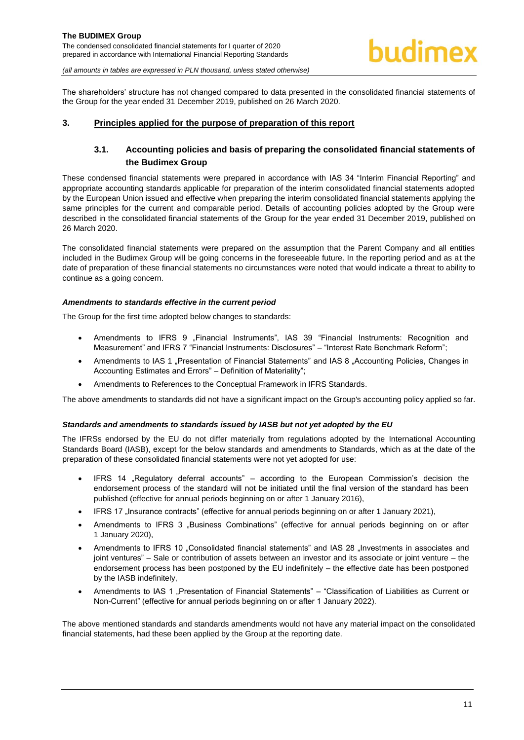The shareholders' structure has not changed compared to data presented in the consolidated financial statements of the Group for the year ended 31 December 2019, published on 26 March 2020.

## 3. Principles applied for the purpose of preparation of this report

### 3.1. Accounting policies and basis of preparing the consolidated financial statements of the Budimex Group

These condensed financial statements were prepared in accordance with IAS 34 "Interim Financial Reporting" and appropriate accounting standards applicable for preparation of the interim consolidated financial statements adopted by the European Union issued and effective when preparing the interim consolidated financial statements applying the same principles for the current and comparable period. Details of accounting policies adopted by the Group were described in the consolidated financial statements of the Group for the year ended 31 December 2019, published on 26 March 2020.

The consolidated financial statements were prepared on the assumption that the Parent Company and all entities included in the Budimex Group will be going concerns in the foreseeable future. In the reporting period and as at the date of preparation of these financial statements no circumstances were noted that would indicate a threat to ability to continue as a going concern.

#### *Amendments to standards effective in the current period*

The Group for the first time adopted below changes to standards:

- Amendments to IFRS 9 „Financial Instruments", IAS 39 "Financial Instruments: Recognition and Measurement" and IFRS 7 "Financial Instruments: Disclosures" – "Interest Rate Benchmark Reform";
- Amendments to IAS 1 „Presentation of Financial Statements" and IAS 8 „Accounting Policies, Changes in Accounting Estimates and Errors" – Definition of Materiality";
- Amendments to References to the Conceptual Framework in IFRS Standards.

The above amendments to standards did not have a significant impact on the Group's accounting policy applied so far.

#### *Standards and amendments to standards issued by IASB but not yet adopted by the EU*

The IFRSs endorsed by the EU do not differ materially from regulations adopted by the International Accounting Standards Board (IASB), except for the below standards and amendments to Standards, which as at the date of the preparation of these consolidated financial statements were not yet adopted for use:

- IFRS 14 „Regulatory deferral accounts" – according to the European Commission's decision the endorsement process of the standard will not be initiated until the final version of the standard has been published (effective for annual periods beginning on or after 1 January 2016),
- IFRS 17 „Insurance contracts" (effective for annual periods beginning on or after 1 January 2021),
- Amendments to IFRS 3 „Business Combinations" (effective for annual periods beginning on or after 1 January 2020),
- Amendments to IFRS 10 „Consolidated financial statements" and IAS 28 „Investments in associates and joint ventures" – Sale or contribution of assets between an investor and its associate or joint venture – the endorsement process has been postponed by the EU indefinitely – the effective date has been postponed by the IASB indefinitely,
- Amendments to IAS 1 „Presentation of Financial Statements" – "Classification of Liabilities as Current or Non-Current" (effective for annual periods beginning on or after 1 January 2022).

The above mentioned standards and standards amendments would not have any material impact on the consolidated financial statements, had these been applied by the Group at the reporting date.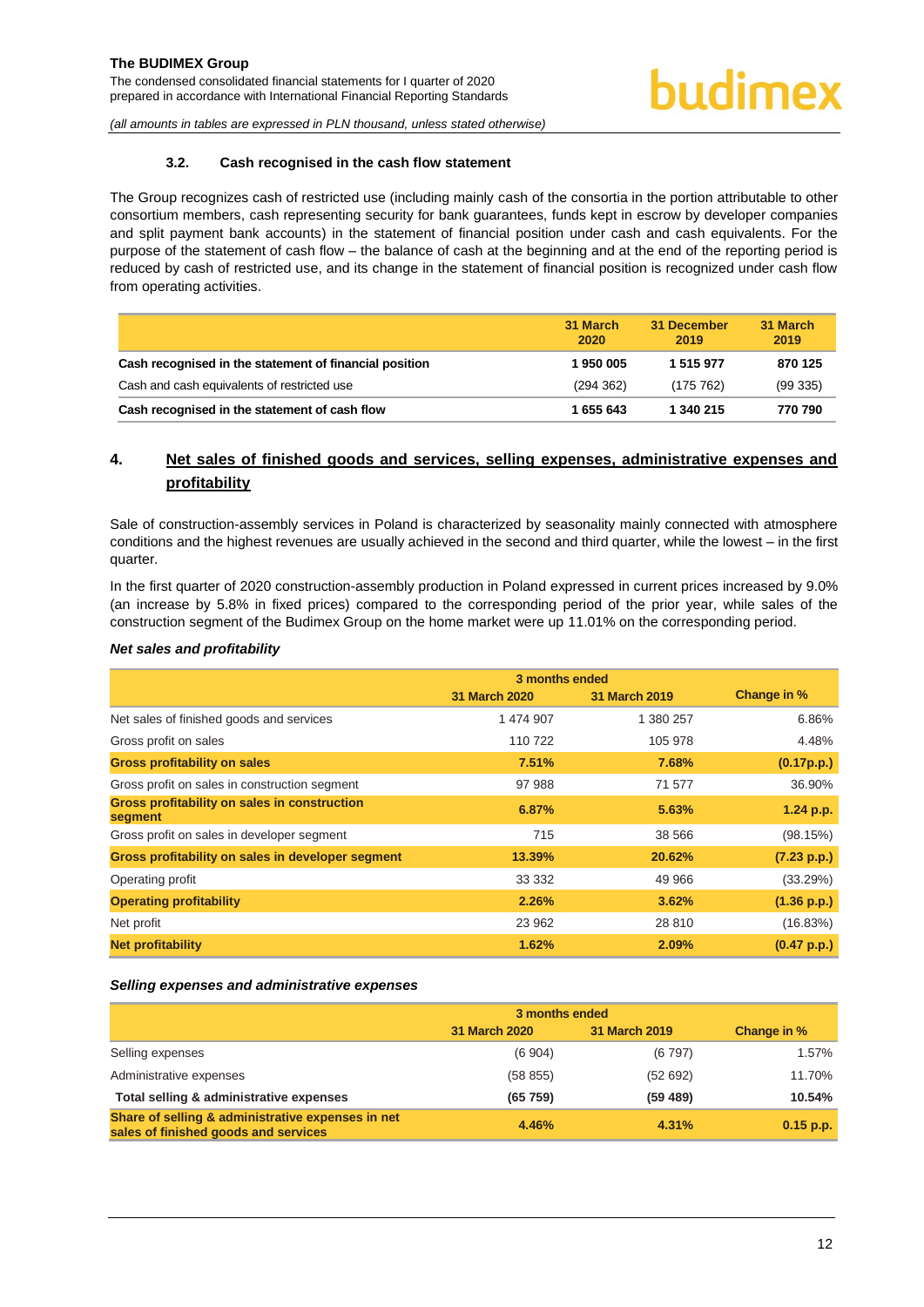### 3.2. Cash recognised in the cash flow statement

The Group recognizes cash of restricted use (including mainly cash of the consortia in the portion attributable to other consortium members, cash representing security for bank guarantees, funds kept in escrow by developer companies and split payment bank accounts) in the statement of financial position under cash and cash equivalents. For the purpose of the statement of cash flow – the balance of cash at the beginning and at the end of the reporting period is reduced by cash of restricted use, and its change in the statement of financial position is recognized under cash flow from operating activities.

| | 31 March 2020 | 31 December 2019 | 31 March 2019 |
|---|---|---|---|
| **Cash recognised in the statement of financial position** | **1 950 005** | **1 515 977** | **870 125** |
| Cash and cash equivalents of restricted use | (294 362) | (175 762) | (99 335) |
| **Cash recognised in the statement of cash flow** | **1 655 643** | **1 340 215** | **770 790** |

## 4. Net sales of finished goods and services, selling expenses, administrative expenses and profitability

Sale of construction-assembly services in Poland is characterized by seasonality mainly connected with atmosphere conditions and the highest revenues are usually achieved in the second and third quarter, while the lowest – in the first quarter.

In the first quarter of 2020 construction-assembly production in Poland expressed in current prices increased by 9.0% (an increase by 5.8% in fixed prices) compared to the corresponding period of the prior year, while sales of the construction segment of the Budimex Group on the home market were up 11.01% on the corresponding period.

***Net sales and profitability***

| | 3 months ended | | |
|---|---|---|---|
| | 31 March 2020 | 31 March 2019 | Change in % |
| Net sales of finished goods and services | 1 474 907 | 1 380 257 | 6.86% |
| Gross profit on sales | 110 722 | 105 978 | 4.48% |
| **Gross profitability on sales** | **7.51%** | **7.68%** | **(0.17p.p.)** |
| Gross profit on sales in construction segment | 97 988 | 71 577 | 36.90% |
| **Gross profitability on sales in construction segment** | **6.87%** | **5.63%** | **1.24 p.p.** |
| Gross profit on sales in developer segment | 715 | 38 566 | (98.15%) |
| **Gross profitability on sales in developer segment** | **13.39%** | **20.62%** | **(7.23 p.p.)** |
| Operating profit | 33 332 | 49 966 | (33.29%) |
| **Operating profitability** | **2.26%** | **3.62%** | **(1.36 p.p.)** |
| Net profit | 23 962 | 28 810 | (16.83%) |
| **Net profitability** | **1.62%** | **2.09%** | **(0.47 p.p.)** |

***Selling expenses and administrative expenses***

| | 3 months ended | | |
|---|---|---|---|
| | 31 March 2020 | 31 March 2019 | Change in % |
| Selling expenses | (6 904) | (6 797) | 1.57% |
| Administrative expenses | (58 855) | (52 692) | 11.70% |
| **Total selling & administrative expenses** | **(65 759)** | **(59 489)** | **10.54%** |
| **Share of selling & administrative expenses in net sales of finished goods and services** | **4.46%** | **4.31%** | **0.15 p.p.** |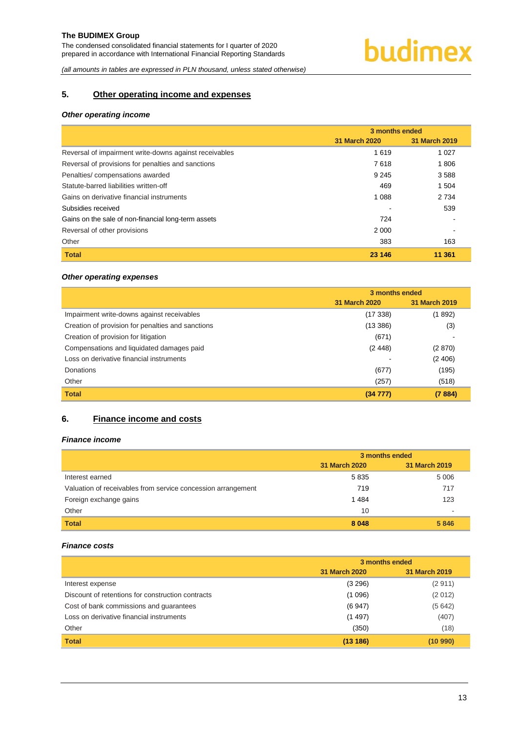## 5. Other operating income and expenses

### *Other operating income*

| | 3 months ended | |
|---|---|---|
| | 31 March 2020 | 31 March 2019 |
| Reversal of impairment write-downs against receivables | 1 619 | 1 027 |
| Reversal of provisions for penalties and sanctions | 7 618 | 1 806 |
| Penalties/ compensations awarded | 9 245 | 3 588 |
| Statute-barred liabilities written-off | 469 | 1 504 |
| Gains on derivative financial instruments | 1 088 | 2 734 |
| Subsidies received | - | 539 |
| Gains on the sale of non-financial long-term assets | 724 | - |
| Reversal of other provisions | 2 000 | - |
| Other | 383 | 163 |
| **Total** | **23 146** | **11 361** |

### *Other operating expenses*

| | 3 months ended | |
|---|---|---|
| | 31 March 2020 | 31 March 2019 |
| Impairment write-downs against receivables | (17 338) | (1 892) |
| Creation of provision for penalties and sanctions | (13 386) | (3) |
| Creation of provision for litigation | (671) | - |
| Compensations and liquidated damages paid | (2 448) | (2 870) |
| Loss on derivative financial instruments | - | (2 406) |
| Donations | (677) | (195) |
| Other | (257) | (518) |
| **Total** | **(34 777)** | **(7 884)** |

## 6. Finance income and costs

### *Finance income*

| | 3 months ended | |
|---|---|---|
| | 31 March 2020 | 31 March 2019 |
| Interest earned | 5 835 | 5 006 |
| Valuation of receivables from service concession arrangement | 719 | 717 |
| Foreign exchange gains | 1 484 | 123 |
| Other | 10 | - |
| **Total** | **8 048** | **5 846** |

### *Finance costs*

| | 3 months ended | |
|---|---|---|
| | 31 March 2020 | 31 March 2019 |
| Interest expense | (3 296) | (2 911) |
| Discount of retentions for construction contracts | (1 096) | (2 012) |
| Cost of bank commissions and guarantees | (6 947) | (5 642) |
| Loss on derivative financial instruments | (1 497) | (407) |
| Other | (350) | (18) |
| **Total** | **(13 186)** | **(10 990)** |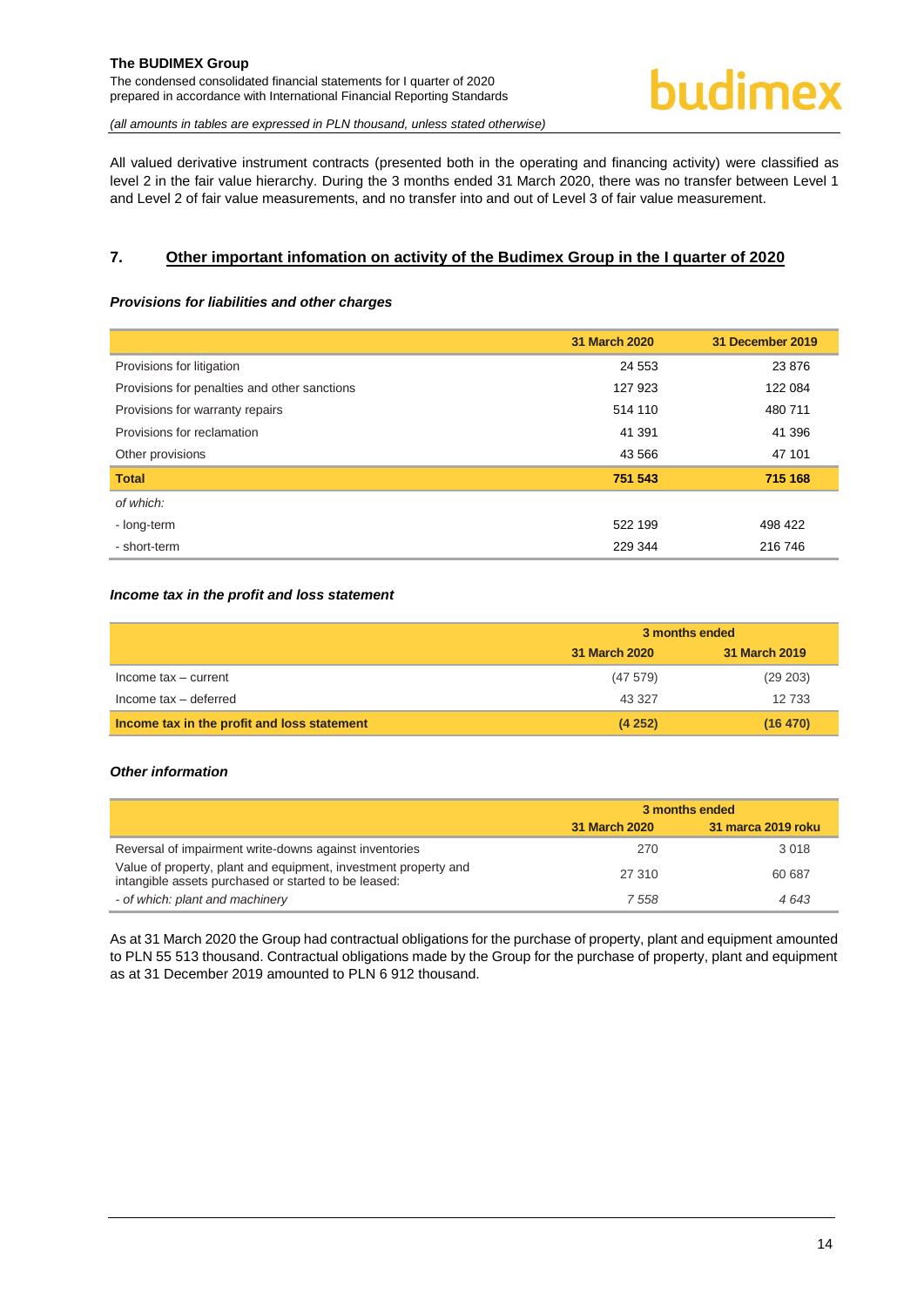All valued derivative instrument contracts (presented both in the operating and financing activity) were classified as level 2 in the fair value hierarchy. During the 3 months ended 31 March 2020, there was no transfer between Level 1 and Level 2 of fair value measurements, and no transfer into and out of Level 3 of fair value measurement.

## 7. Other important infomation on activity of the Budimex Group in the I quarter of 2020

***Provisions for liabilities and other charges***

| | 31 March 2020 | 31 December 2019 |
|---|---|---|
| Provisions for litigation | 24 553 | 23 876 |
| Provisions for penalties and other sanctions | 127 923 | 122 084 |
| Provisions for warranty repairs | 514 110 | 480 711 |
| Provisions for reclamation | 41 391 | 41 396 |
| Other provisions | 43 566 | 47 101 |
| **Total** | **751 543** | **715 168** |
| *of which:* | | |
| - long-term | 522 199 | 498 422 |
| - short-term | 229 344 | 216 746 |

***Income tax in the profit and loss statement***

| | 3 months ended | |
|---|---|---|
| | 31 March 2020 | 31 March 2019 |
| Income tax – current | (47 579) | (29 203) |
| Income tax – deferred | 43 327 | 12 733 |
| **Income tax in the profit and loss statement** | **(4 252)** | **(16 470)** |

***Other information***

| | 3 months ended | |
|---|---|---|
| | 31 March 2020 | 31 marca 2019 roku |
| Reversal of impairment write-downs against inventories | 270 | 3 018 |
| Value of property, plant and equipment, investment property and intangible assets purchased or started to be leased: | 27 310 | 60 687 |
| *- of which: plant and machinery* | *7 558* | *4 643* |

As at 31 March 2020 the Group had contractual obligations for the purchase of property, plant and equipment amounted to PLN 55 513 thousand. Contractual obligations made by the Group for the purchase of property, plant and equipment as at 31 December 2019 amounted to PLN 6 912 thousand.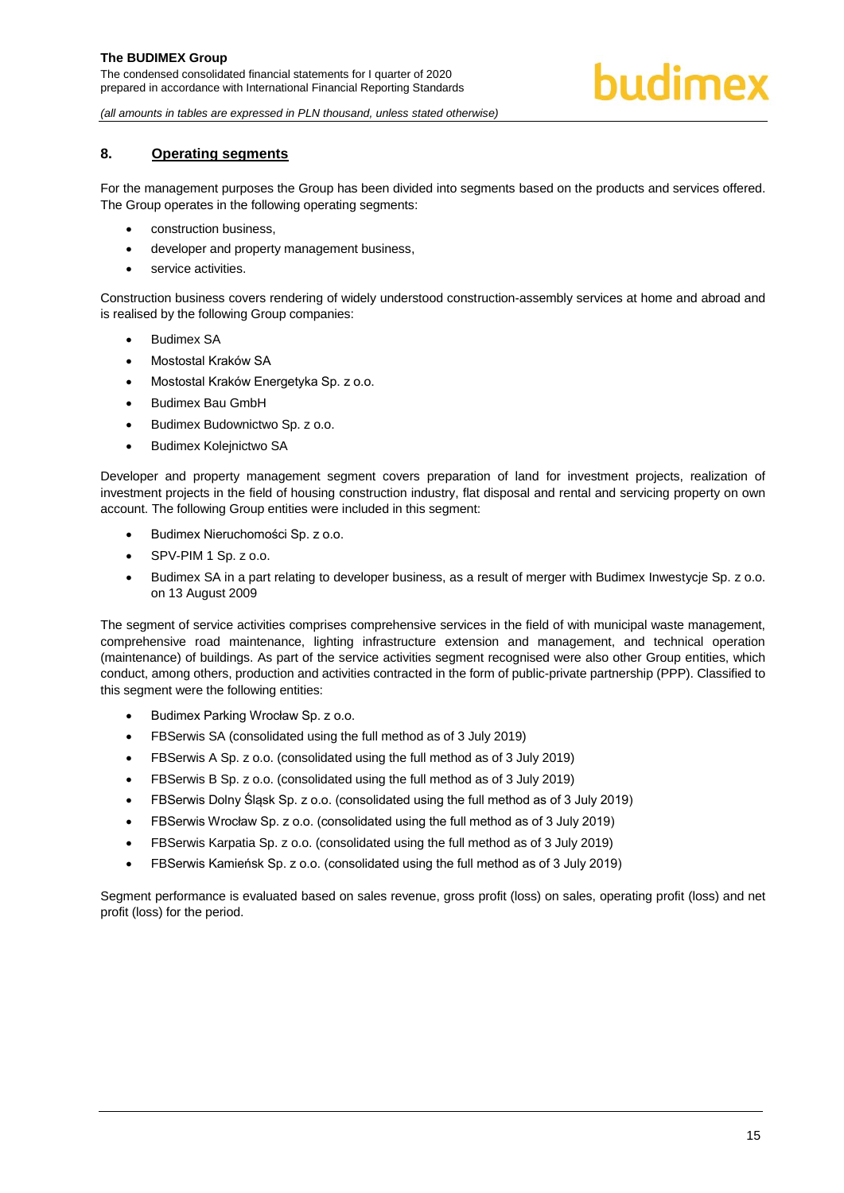## 8. Operating segments

For the management purposes the Group has been divided into segments based on the products and services offered. The Group operates in the following operating segments:

- construction business,
- developer and property management business,
- service activities.

Construction business covers rendering of widely understood construction-assembly services at home and abroad and is realised by the following Group companies:

- Budimex SA
- Mostostal Kraków SA
- Mostostal Kraków Energetyka Sp. z o.o.
- Budimex Bau GmbH
- Budimex Budownictwo Sp. z o.o.
- Budimex Kolejnictwo SA

Developer and property management segment covers preparation of land for investment projects, realization of investment projects in the field of housing construction industry, flat disposal and rental and servicing property on own account. The following Group entities were included in this segment:

- Budimex Nieruchomości Sp. z o.o.
- SPV-PIM 1 Sp. z o.o.
- Budimex SA in a part relating to developer business, as a result of merger with Budimex Inwestycje Sp. z o.o. on 13 August 2009

The segment of service activities comprises comprehensive services in the field of with municipal waste management, comprehensive road maintenance, lighting infrastructure extension and management, and technical operation (maintenance) of buildings. As part of the service activities segment recognised were also other Group entities, which conduct, among others, production and activities contracted in the form of public-private partnership (PPP). Classified to this segment were the following entities:

- Budimex Parking Wrocław Sp. z o.o.
- FBSerwis SA (consolidated using the full method as of 3 July 2019)
- FBSerwis A Sp. z o.o. (consolidated using the full method as of 3 July 2019)
- FBSerwis B Sp. z o.o. (consolidated using the full method as of 3 July 2019)
- FBSerwis Dolny Śląsk Sp. z o.o. (consolidated using the full method as of 3 July 2019)
- FBSerwis Wrocław Sp. z o.o. (consolidated using the full method as of 3 July 2019)
- FBSerwis Karpatia Sp. z o.o. (consolidated using the full method as of 3 July 2019)
- FBSerwis Kamieńsk Sp. z o.o. (consolidated using the full method as of 3 July 2019)

Segment performance is evaluated based on sales revenue, gross profit (loss) on sales, operating profit (loss) and net profit (loss) for the period.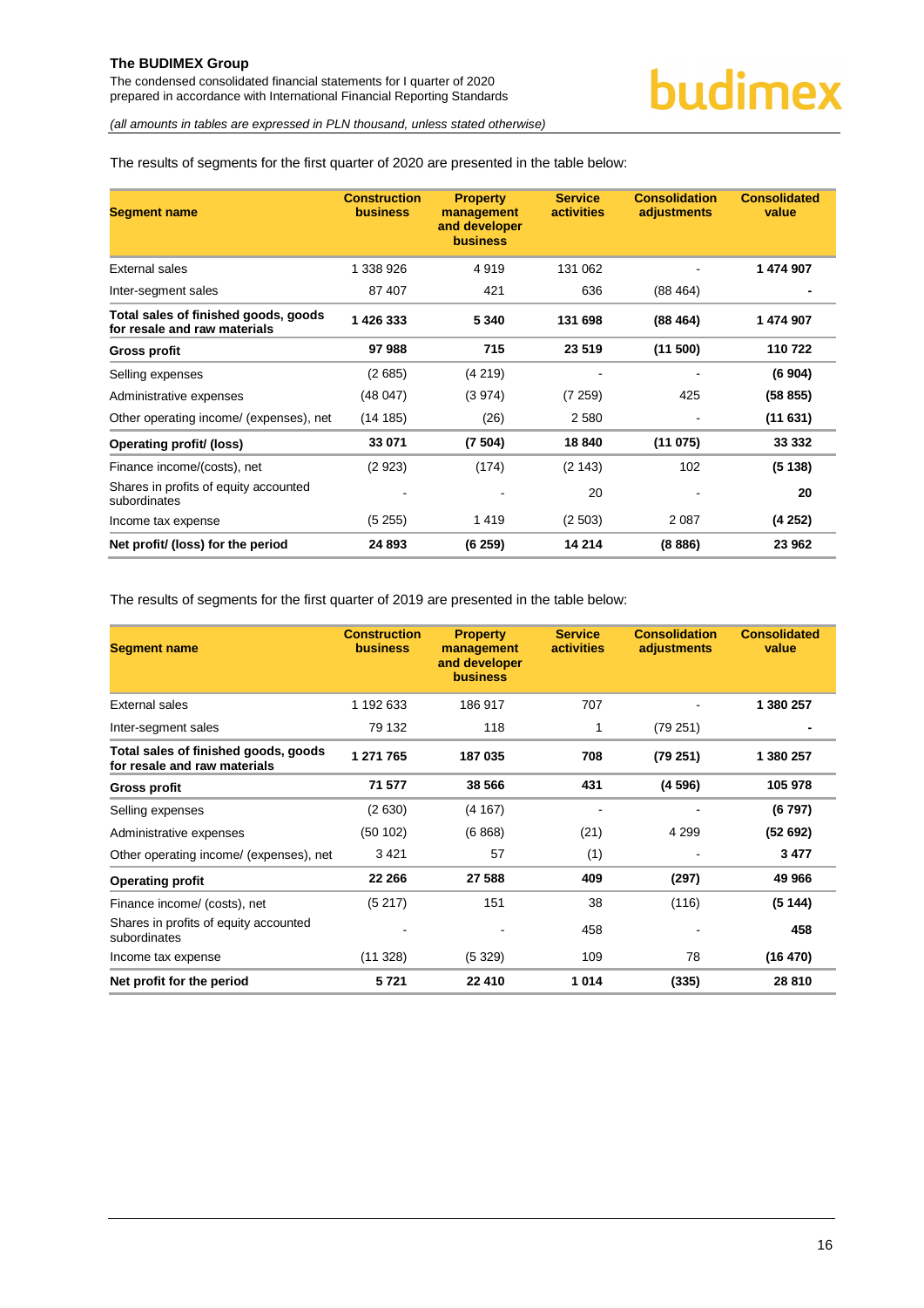The results of segments for the first quarter of 2020 are presented in the table below:

| Segment name | Construction business | Property management and developer business | Service activities | Consolidation adjustments | Consolidated value |
|---|---|---|---|---|---|
| External sales | 1 338 926 | 4 919 | 131 062 | - | **1 474 907** |
| Inter-segment sales | 87 407 | 421 | 636 | (88 464) | **-** |
| **Total sales of finished goods, goods for resale and raw materials** | **1 426 333** | **5 340** | **131 698** | **(88 464)** | **1 474 907** |
| **Gross profit** | **97 988** | **715** | **23 519** | **(11 500)** | **110 722** |
| Selling expenses | (2 685) | (4 219) | - | - | **(6 904)** |
| Administrative expenses | (48 047) | (3 974) | (7 259) | 425 | **(58 855)** |
| Other operating income/ (expenses), net | (14 185) | (26) | 2 580 | - | **(11 631)** |
| **Operating profit/ (loss)** | **33 071** | **(7 504)** | **18 840** | **(11 075)** | **33 332** |
| Finance income/(costs), net | (2 923) | (174) | (2 143) | 102 | **(5 138)** |
| Shares in profits of equity accounted subordinates | - | - | 20 | - | **20** |
| Income tax expense | (5 255) | 1 419 | (2 503) | 2 087 | **(4 252)** |
| **Net profit/ (loss) for the period** | **24 893** | **(6 259)** | **14 214** | **(8 886)** | **23 962** |

The results of segments for the first quarter of 2019 are presented in the table below:

| Segment name | Construction business | Property management and developer business | Service activities | Consolidation adjustments | Consolidated value |
|---|---|---|---|---|---|
| External sales | 1 192 633 | 186 917 | 707 | - | **1 380 257** |
| Inter-segment sales | 79 132 | 118 | 1 | (79 251) | **-** |
| **Total sales of finished goods, goods for resale and raw materials** | **1 271 765** | **187 035** | **708** | **(79 251)** | **1 380 257** |
| **Gross profit** | **71 577** | **38 566** | **431** | **(4 596)** | **105 978** |
| Selling expenses | (2 630) | (4 167) | - | - | **(6 797)** |
| Administrative expenses | (50 102) | (6 868) | (21) | 4 299 | **(52 692)** |
| Other operating income/ (expenses), net | 3 421 | 57 | (1) | - | **3 477** |
| **Operating profit** | **22 266** | **27 588** | **409** | **(297)** | **49 966** |
| Finance income/ (costs), net | (5 217) | 151 | 38 | (116) | **(5 144)** |
| Shares in profits of equity accounted subordinates | - | - | 458 | - | **458** |
| Income tax expense | (11 328) | (5 329) | 109 | 78 | **(16 470)** |
| **Net profit for the period** | **5 721** | **22 410** | **1 014** | **(335)** | **28 810** |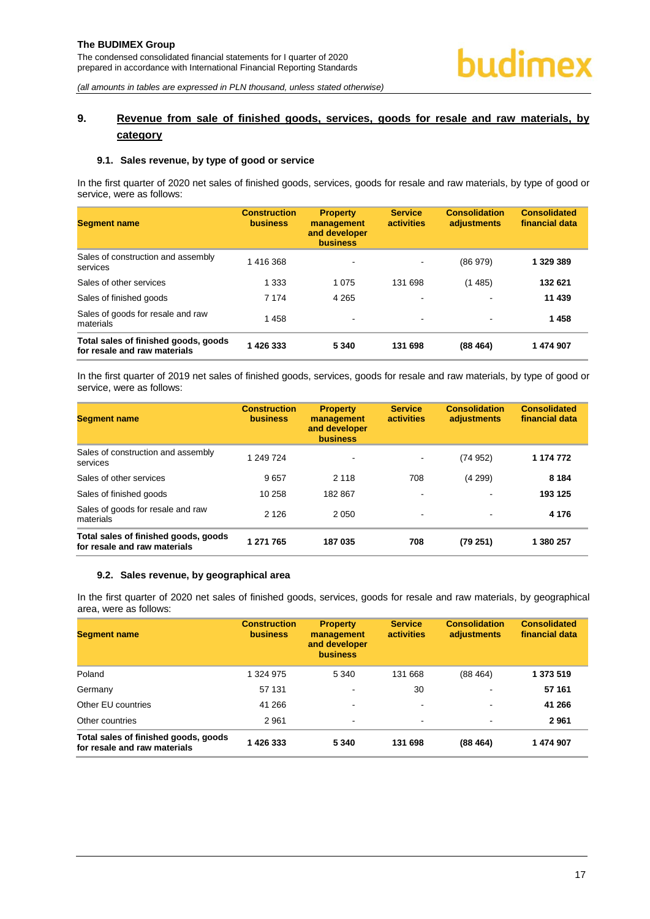## 9. Revenue from sale of finished goods, services, goods for resale and raw materials, by category

### 9.1. Sales revenue, by type of good or service

In the first quarter of 2020 net sales of finished goods, services, goods for resale and raw materials, by type of good or service, were as follows:

| Segment name | Construction business | Property management and developer business | Service activities | Consolidation adjustments | Consolidated financial data |
|---|---|---|---|---|---|
| Sales of construction and assembly services | 1 416 368 | - | - | (86 979) | **1 329 389** |
| Sales of other services | 1 333 | 1 075 | 131 698 | (1 485) | **132 621** |
| Sales of finished goods | 7 174 | 4 265 | - | - | **11 439** |
| Sales of goods for resale and raw materials | 1 458 | - | - | - | **1 458** |
| **Total sales of finished goods, goods for resale and raw materials** | **1 426 333** | **5 340** | **131 698** | **(88 464)** | **1 474 907** |

In the first quarter of 2019 net sales of finished goods, services, goods for resale and raw materials, by type of good or service, were as follows:

| Segment name | Construction business | Property management and developer business | Service activities | Consolidation adjustments | Consolidated financial data |
|---|---|---|---|---|---|
| Sales of construction and assembly services | 1 249 724 | - | - | (74 952) | **1 174 772** |
| Sales of other services | 9 657 | 2 118 | 708 | (4 299) | **8 184** |
| Sales of finished goods | 10 258 | 182 867 | - | - | **193 125** |
| Sales of goods for resale and raw materials | 2 126 | 2 050 | - | - | **4 176** |
| **Total sales of finished goods, goods for resale and raw materials** | **1 271 765** | **187 035** | **708** | **(79 251)** | **1 380 257** |

### 9.2. Sales revenue, by geographical area

In the first quarter of 2020 net sales of finished goods, services, goods for resale and raw materials, by geographical area, were as follows:

| Segment name | Construction business | Property management and developer business | Service activities | Consolidation adjustments | Consolidated financial data |
|---|---|---|---|---|---|
| Poland | 1 324 975 | 5 340 | 131 668 | (88 464) | **1 373 519** |
| Germany | 57 131 | - | 30 | - | **57 161** |
| Other EU countries | 41 266 | - | - | - | **41 266** |
| Other countries | 2 961 | - | - | - | **2 961** |
| **Total sales of finished goods, goods for resale and raw materials** | **1 426 333** | **5 340** | **131 698** | **(88 464)** | **1 474 907** |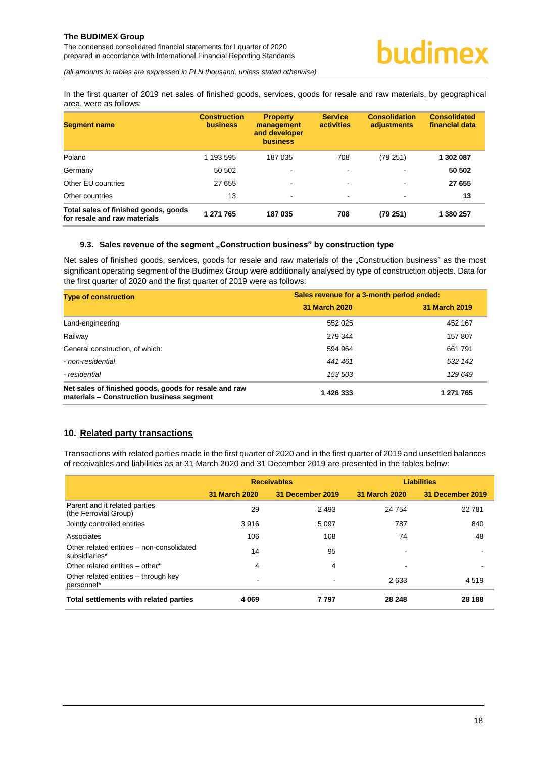In the first quarter of 2019 net sales of finished goods, services, goods for resale and raw materials, by geographical area, were as follows:

| Segment name | Construction business | Property management and developer business | Service activities | Consolidation adjustments | Consolidated financial data |
|---|---|---|---|---|---|
| Poland | 1 193 595 | 187 035 | 708 | (79 251) | **1 302 087** |
| Germany | 50 502 | - | - | - | **50 502** |
| Other EU countries | 27 655 | - | - | - | **27 655** |
| Other countries | 13 | - | - | - | **13** |
| **Total sales of finished goods, goods for resale and raw materials** | **1 271 765** | **187 035** | **708** | **(79 251)** | **1 380 257** |

### 9.3. Sales revenue of the segment „Construction business" by construction type

Net sales of finished goods, services, goods for resale and raw materials of the „Construction business" as the most significant operating segment of the Budimex Group were additionally analysed by type of construction objects. Data for the first quarter of 2020 and the first quarter of 2019 were as follows:

| Type of construction | Sales revenue for a 3-month period ended: | |
|---|---|---|
| | **31 March 2020** | **31 March 2019** |
| Land-engineering | 552 025 | 452 167 |
| Railway | 279 344 | 157 807 |
| General construction, of which: | 594 964 | 661 791 |
| *- non-residential* | *441 461* | *532 142* |
| *- residential* | *153 503* | *129 649* |
| **Net sales of finished goods, goods for resale and raw materials – Construction business segment** | **1 426 333** | **1 271 765** |

## 10. Related party transactions

Transactions with related parties made in the first quarter of 2020 and in the first quarter of 2019 and unsettled balances of receivables and liabilities as at 31 March 2020 and 31 December 2019 are presented in the tables below:

| | Receivables | | Liabilities | |
|---|---|---|---|---|
| | **31 March 2020** | **31 December 2019** | **31 March 2020** | **31 December 2019** |
| Parent and it related parties (the Ferrovial Group) | 29 | 2 493 | 24 754 | 22 781 |
| Jointly controlled entities | 3 916 | 5 097 | 787 | 840 |
| Associates | 106 | 108 | 74 | 48 |
| Other related entities – non-consolidated subsidiaries* | 14 | 95 | - | - |
| Other related entities – other* | 4 | 4 | - | - |
| Other related entities – through key personnel* | - | - | 2 633 | 4 519 |
| **Total settlements with related parties** | **4 069** | **7 797** | **28 248** | **28 188** |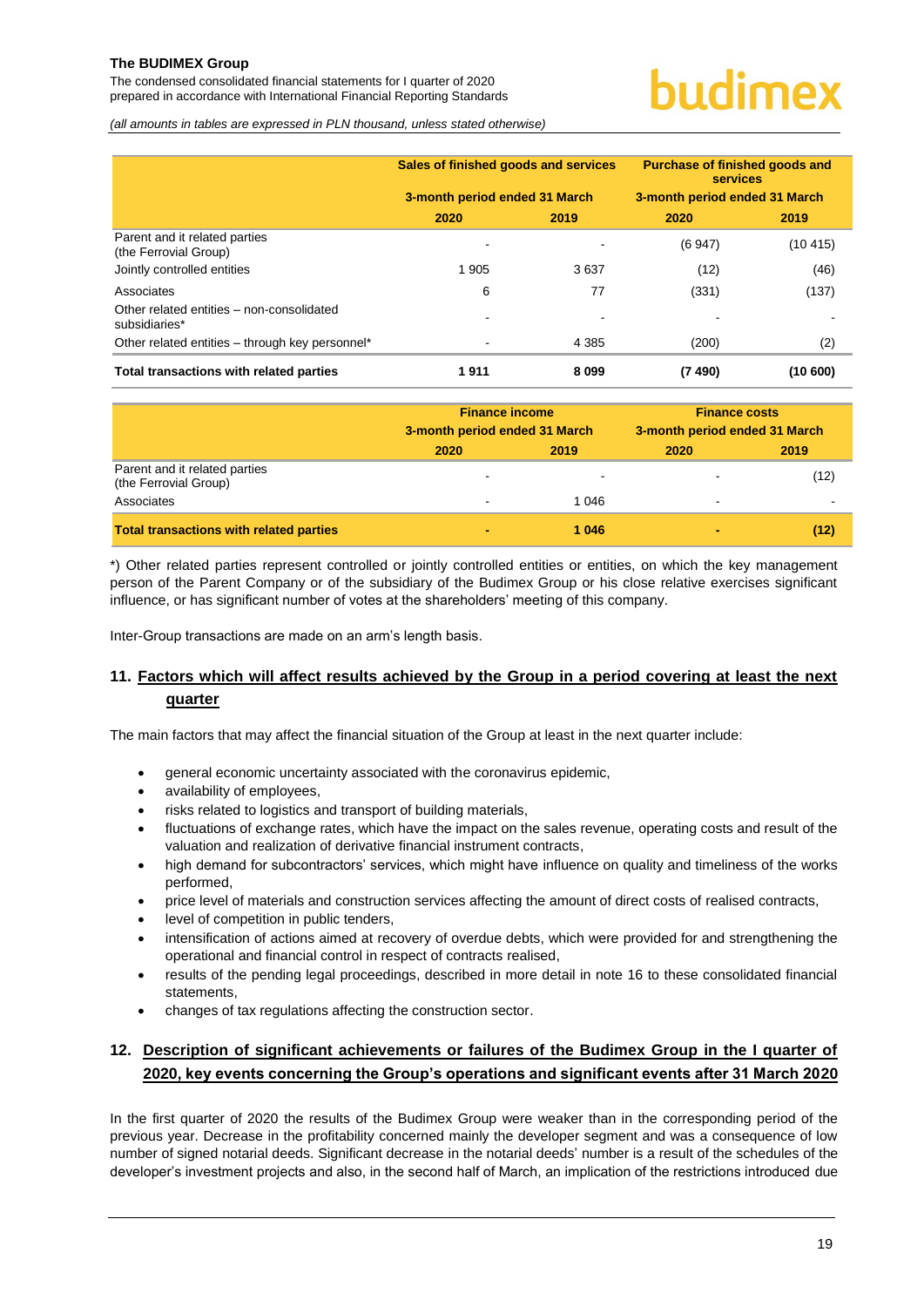| | Sales of finished goods and services | | Purchase of finished goods and services | |
|---|---|---|---|---|
| | 3-month period ended 31 March | | 3-month period ended 31 March | |
| | 2020 | 2019 | 2020 | 2019 |
| Parent and it related parties (the Ferrovial Group) | - | - | (6 947) | (10 415) |
| Jointly controlled entities | 1 905 | 3 637 | (12) | (46) |
| Associates | 6 | 77 | (331) | (137) |
| Other related entities – non-consolidated subsidiaries* | - | - | - | - |
| Other related entities – through key personnel* | - | 4 385 | (200) | (2) |
| **Total transactions with related parties** | **1 911** | **8 099** | **(7 490)** | **(10 600)** |

| | Finance income | | Finance costs | |
|---|---|---|---|---|
| | 3-month period ended 31 March | | 3-month period ended 31 March | |
| | 2020 | 2019 | 2020 | 2019 |
| Parent and it related parties (the Ferrovial Group) | - | - | - | (12) |
| Associates | - | 1 046 | - | - |
| **Total transactions with related parties** | **-** | **1 046** | **-** | **(12)** |

*) Other related parties represent controlled or jointly controlled entities or entities, on which the key management person of the Parent Company or of the subsidiary of the Budimex Group or his close relative exercises significant influence, or has significant number of votes at the shareholders' meeting of this company.

Inter-Group transactions are made on an arm's length basis.

## 11. Factors which will affect results achieved by the Group in a period covering at least the next quarter

The main factors that may affect the financial situation of the Group at least in the next quarter include:

- general economic uncertainty associated with the coronavirus epidemic,
- availability of employees,
- risks related to logistics and transport of building materials,
- fluctuations of exchange rates, which have the impact on the sales revenue, operating costs and result of the valuation and realization of derivative financial instrument contracts,
- high demand for subcontractors' services, which might have influence on quality and timeliness of the works performed,
- price level of materials and construction services affecting the amount of direct costs of realised contracts,
- level of competition in public tenders,
- intensification of actions aimed at recovery of overdue debts, which were provided for and strengthening the operational and financial control in respect of contracts realised,
- results of the pending legal proceedings, described in more detail in note 16 to these consolidated financial statements,
- changes of tax regulations affecting the construction sector.

## 12. Description of significant achievements or failures of the Budimex Group in the I quarter of 2020, key events concerning the Group's operations and significant events after 31 March 2020

In the first quarter of 2020 the results of the Budimex Group were weaker than in the corresponding period of the previous year. Decrease in the profitability concerned mainly the developer segment and was a consequence of low number of signed notarial deeds. Significant decrease in the notarial deeds' number is a result of the schedules of the developer's investment projects and also, in the second half of March, an implication of the restrictions introduced due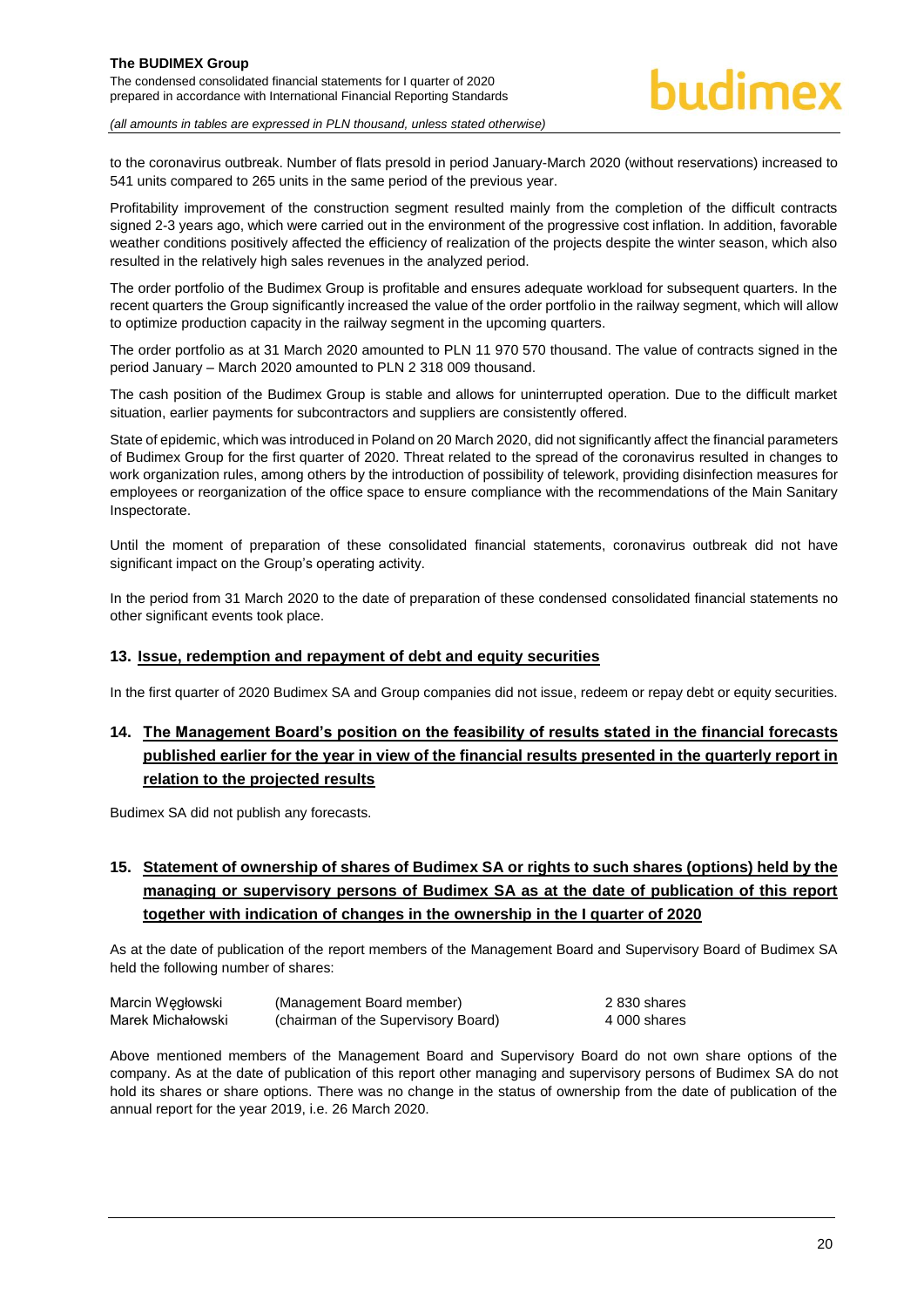to the coronavirus outbreak. Number of flats presold in period January-March 2020 (without reservations) increased to 541 units compared to 265 units in the same period of the previous year.

Profitability improvement of the construction segment resulted mainly from the completion of the difficult contracts signed 2-3 years ago, which were carried out in the environment of the progressive cost inflation. In addition, favorable weather conditions positively affected the efficiency of realization of the projects despite the winter season, which also resulted in the relatively high sales revenues in the analyzed period.

The order portfolio of the Budimex Group is profitable and ensures adequate workload for subsequent quarters. In the recent quarters the Group significantly increased the value of the order portfolio in the railway segment, which will allow to optimize production capacity in the railway segment in the upcoming quarters.

The order portfolio as at 31 March 2020 amounted to PLN 11 970 570 thousand. The value of contracts signed in the period January – March 2020 amounted to PLN 2 318 009 thousand.

The cash position of the Budimex Group is stable and allows for uninterrupted operation. Due to the difficult market situation, earlier payments for subcontractors and suppliers are consistently offered.

State of epidemic, which was introduced in Poland on 20 March 2020, did not significantly affect the financial parameters of Budimex Group for the first quarter of 2020. Threat related to the spread of the coronavirus resulted in changes to work organization rules, among others by the introduction of possibility of telework, providing disinfection measures for employees or reorganization of the office space to ensure compliance with the recommendations of the Main Sanitary Inspectorate.

Until the moment of preparation of these consolidated financial statements, coronavirus outbreak did not have significant impact on the Group's operating activity.

In the period from 31 March 2020 to the date of preparation of these condensed consolidated financial statements no other significant events took place.

## 13. Issue, redemption and repayment of debt and equity securities

In the first quarter of 2020 Budimex SA and Group companies did not issue, redeem or repay debt or equity securities.

## 14. The Management Board's position on the feasibility of results stated in the financial forecasts published earlier for the year in view of the financial results presented in the quarterly report in relation to the projected results

Budimex SA did not publish any forecasts.

## 15. Statement of ownership of shares of Budimex SA or rights to such shares (options) held by the managing or supervisory persons of Budimex SA as at the date of publication of this report together with indication of changes in the ownership in the I quarter of 2020

As at the date of publication of the report members of the Management Board and Supervisory Board of Budimex SA held the following number of shares:

| | | |
|---|---|---|
| Marcin Węgłowski | (Management Board member) | 2 830 shares |
| Marek Michałowski | (chairman of the Supervisory Board) | 4 000 shares |

Above mentioned members of the Management Board and Supervisory Board do not own share options of the company. As at the date of publication of this report other managing and supervisory persons of Budimex SA do not hold its shares or share options. There was no change in the status of ownership from the date of publication of the annual report for the year 2019, i.e. 26 March 2020.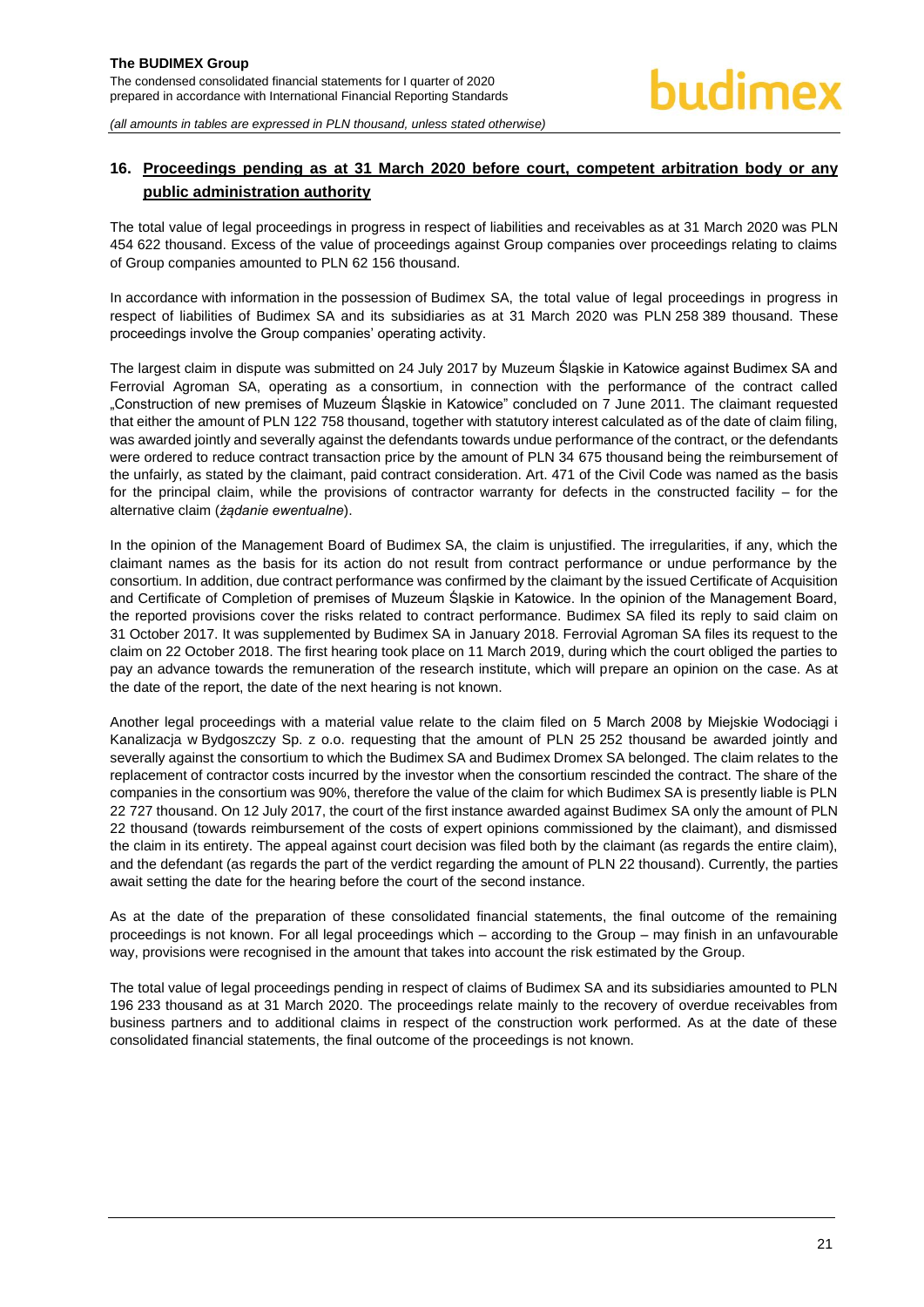## 16. Proceedings pending as at 31 March 2020 before court, competent arbitration body or any public administration authority

The total value of legal proceedings in progress in respect of liabilities and receivables as at 31 March 2020 was PLN 454 622 thousand. Excess of the value of proceedings against Group companies over proceedings relating to claims of Group companies amounted to PLN 62 156 thousand.

In accordance with information in the possession of Budimex SA, the total value of legal proceedings in progress in respect of liabilities of Budimex SA and its subsidiaries as at 31 March 2020 was PLN 258 389 thousand. These proceedings involve the Group companies' operating activity.

The largest claim in dispute was submitted on 24 July 2017 by Muzeum Śląskie in Katowice against Budimex SA and Ferrovial Agroman SA, operating as a consortium, in connection with the performance of the contract called „Construction of new premises of Muzeum Śląskie in Katowice" concluded on 7 June 2011. The claimant requested that either the amount of PLN 122 758 thousand, together with statutory interest calculated as of the date of claim filing, was awarded jointly and severally against the defendants towards undue performance of the contract, or the defendants were ordered to reduce contract transaction price by the amount of PLN 34 675 thousand being the reimbursement of the unfairly, as stated by the claimant, paid contract consideration. Art. 471 of the Civil Code was named as the basis for the principal claim, while the provisions of contractor warranty for defects in the constructed facility – for the alternative claim (*żądanie ewentualne*).

In the opinion of the Management Board of Budimex SA, the claim is unjustified. The irregularities, if any, which the claimant names as the basis for its action do not result from contract performance or undue performance by the consortium. In addition, due contract performance was confirmed by the claimant by the issued Certificate of Acquisition and Certificate of Completion of premises of Muzeum Śląskie in Katowice. In the opinion of the Management Board, the reported provisions cover the risks related to contract performance. Budimex SA filed its reply to said claim on 31 October 2017. It was supplemented by Budimex SA in January 2018. Ferrovial Agroman SA files its request to the claim on 22 October 2018. The first hearing took place on 11 March 2019, during which the court obliged the parties to pay an advance towards the remuneration of the research institute, which will prepare an opinion on the case. As at the date of the report, the date of the next hearing is not known.

Another legal proceedings with a material value relate to the claim filed on 5 March 2008 by Miejskie Wodociągi i Kanalizacja w Bydgoszczy Sp. z o.o. requesting that the amount of PLN 25 252 thousand be awarded jointly and severally against the consortium to which the Budimex SA and Budimex Dromex SA belonged. The claim relates to the replacement of contractor costs incurred by the investor when the consortium rescinded the contract. The share of the companies in the consortium was 90%, therefore the value of the claim for which Budimex SA is presently liable is PLN 22 727 thousand. On 12 July 2017, the court of the first instance awarded against Budimex SA only the amount of PLN 22 thousand (towards reimbursement of the costs of expert opinions commissioned by the claimant), and dismissed the claim in its entirety. The appeal against court decision was filed both by the claimant (as regards the entire claim), and the defendant (as regards the part of the verdict regarding the amount of PLN 22 thousand). Currently, the parties await setting the date for the hearing before the court of the second instance.

As at the date of the preparation of these consolidated financial statements, the final outcome of the remaining proceedings is not known. For all legal proceedings which – according to the Group – may finish in an unfavourable way, provisions were recognised in the amount that takes into account the risk estimated by the Group.

The total value of legal proceedings pending in respect of claims of Budimex SA and its subsidiaries amounted to PLN 196 233 thousand as at 31 March 2020. The proceedings relate mainly to the recovery of overdue receivables from business partners and to additional claims in respect of the construction work performed. As at the date of these consolidated financial statements, the final outcome of the proceedings is not known.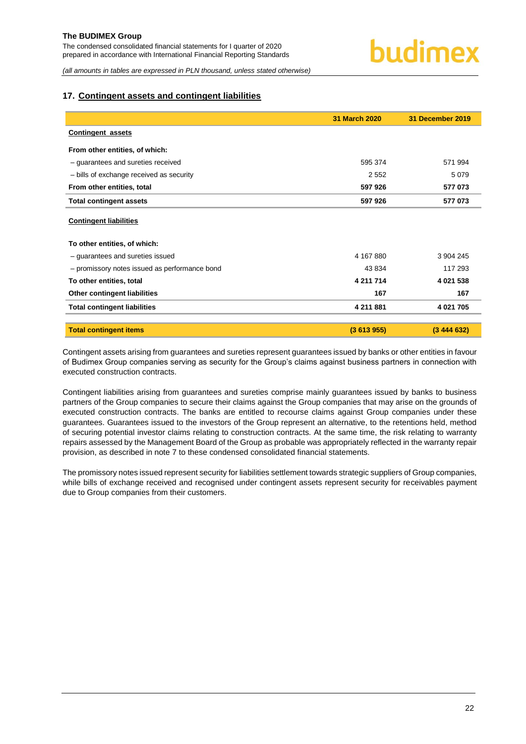## 17. Contingent assets and contingent liabilities

| | 31 March 2020 | 31 December 2019 |
|---|---|---|
| **Contingent assets** | | |
| **From other entities, of which:** | | |
| – guarantees and sureties received | 595 374 | 571 994 |
| – bills of exchange received as security | 2 552 | 5 079 |
| **From other entities, total** | **597 926** | **577 073** |
| **Total contingent assets** | **597 926** | **577 073** |
| **Contingent liabilities** | | |
| **To other entities, of which:** | | |
| – guarantees and sureties issued | 4 167 880 | 3 904 245 |
| – promissory notes issued as performance bond | 43 834 | 117 293 |
| **To other entities, total** | **4 211 714** | **4 021 538** |
| **Other contingent liabilities** | **167** | **167** |
| **Total contingent liabilities** | **4 211 881** | **4 021 705** |
| **Total contingent items** | **(3 613 955)** | **(3 444 632)** |

Contingent assets arising from guarantees and sureties represent guarantees issued by banks or other entities in favour of Budimex Group companies serving as security for the Group's claims against business partners in connection with executed construction contracts.

Contingent liabilities arising from guarantees and sureties comprise mainly guarantees issued by banks to business partners of the Group companies to secure their claims against the Group companies that may arise on the grounds of executed construction contracts. The banks are entitled to recourse claims against Group companies under these guarantees. Guarantees issued to the investors of the Group represent an alternative, to the retentions held, method of securing potential investor claims relating to construction contracts. At the same time, the risk relating to warranty repairs assessed by the Management Board of the Group as probable was appropriately reflected in the warranty repair provision, as described in note 7 to these condensed consolidated financial statements.

The promissory notes issued represent security for liabilities settlement towards strategic suppliers of Group companies, while bills of exchange received and recognised under contingent assets represent security for receivables payment due to Group companies from their customers.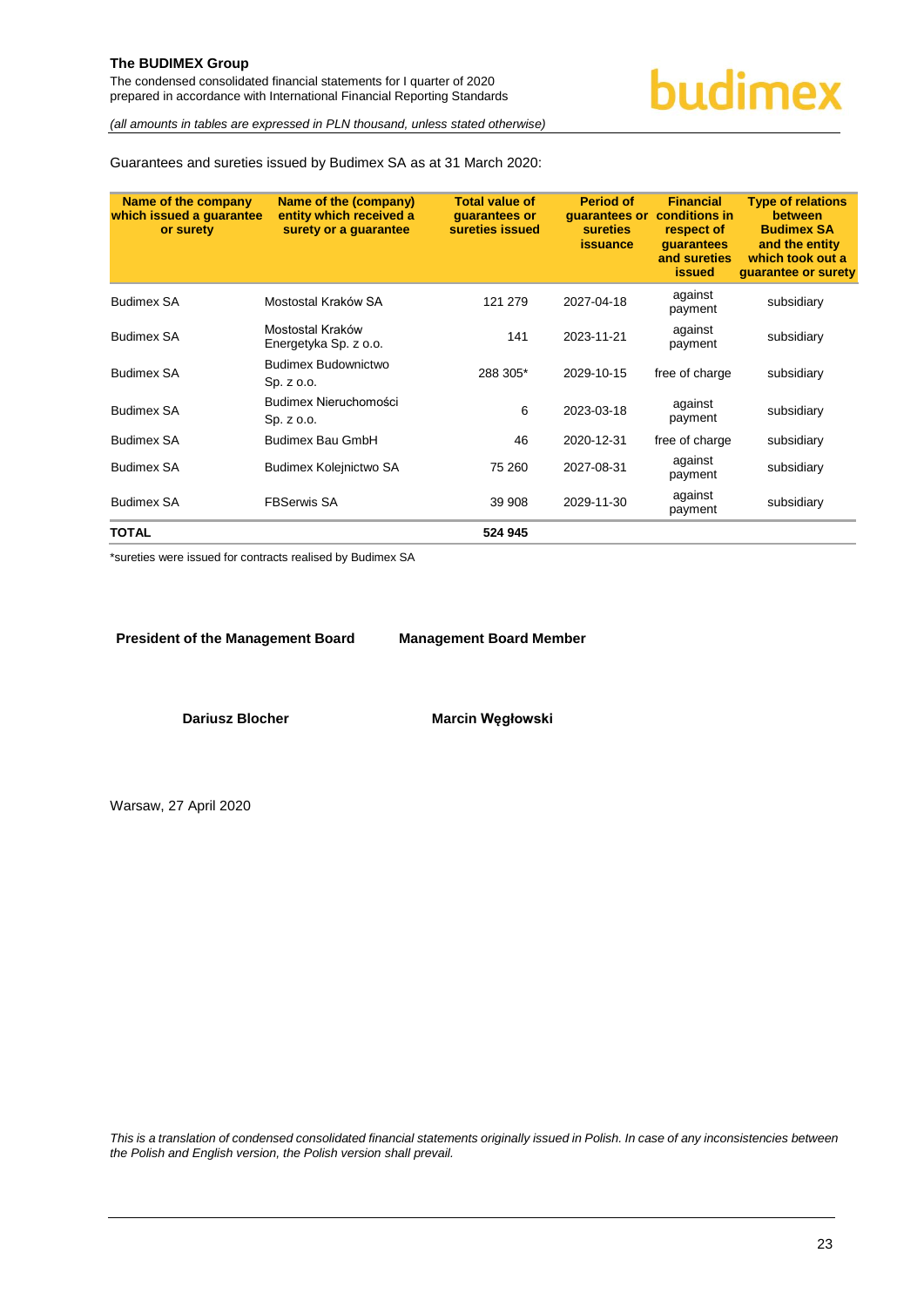Guarantees and sureties issued by Budimex SA as at 31 March 2020:

| Name of the company which issued a guarantee or surety | Name of the (company) entity which received a surety or a guarantee | Total value of guarantees or sureties issued | Period of guarantees or sureties issuance | Financial conditions in respect of guarantees and sureties issued | Type of relations between Budimex SA and the entity which took out a guarantee or surety |
|---|---|---|---|---|---|
| Budimex SA | Mostostal Kraków SA | 121 279 | 2027-04-18 | against payment | subsidiary |
| Budimex SA | Mostostal Kraków Energetyka Sp. z o.o. | 141 | 2023-11-21 | against payment | subsidiary |
| Budimex SA | Budimex Budownictwo Sp. z o.o. | 288 305* | 2029-10-15 | free of charge | subsidiary |
| Budimex SA | Budimex Nieruchomości Sp. z o.o. | 6 | 2023-03-18 | against payment | subsidiary |
| Budimex SA | Budimex Bau GmbH | 46 | 2020-12-31 | free of charge | subsidiary |
| Budimex SA | Budimex Kolejnictwo SA | 75 260 | 2027-08-31 | against payment | subsidiary |
| Budimex SA | FBSerwis SA | 39 908 | 2029-11-30 | against payment | subsidiary |
| **TOTAL** | | **524 945** | | | |

*sureties were issued for contracts realised by Budimex SA

**President of the Management Board** **Management Board Member**

**Dariusz Blocher** **Marcin Węgłowski**

Warsaw, 27 April 2020

*This is a translation of condensed consolidated financial statements originally issued in Polish. In case of any inconsistencies between the Polish and English version, the Polish version shall prevail.*